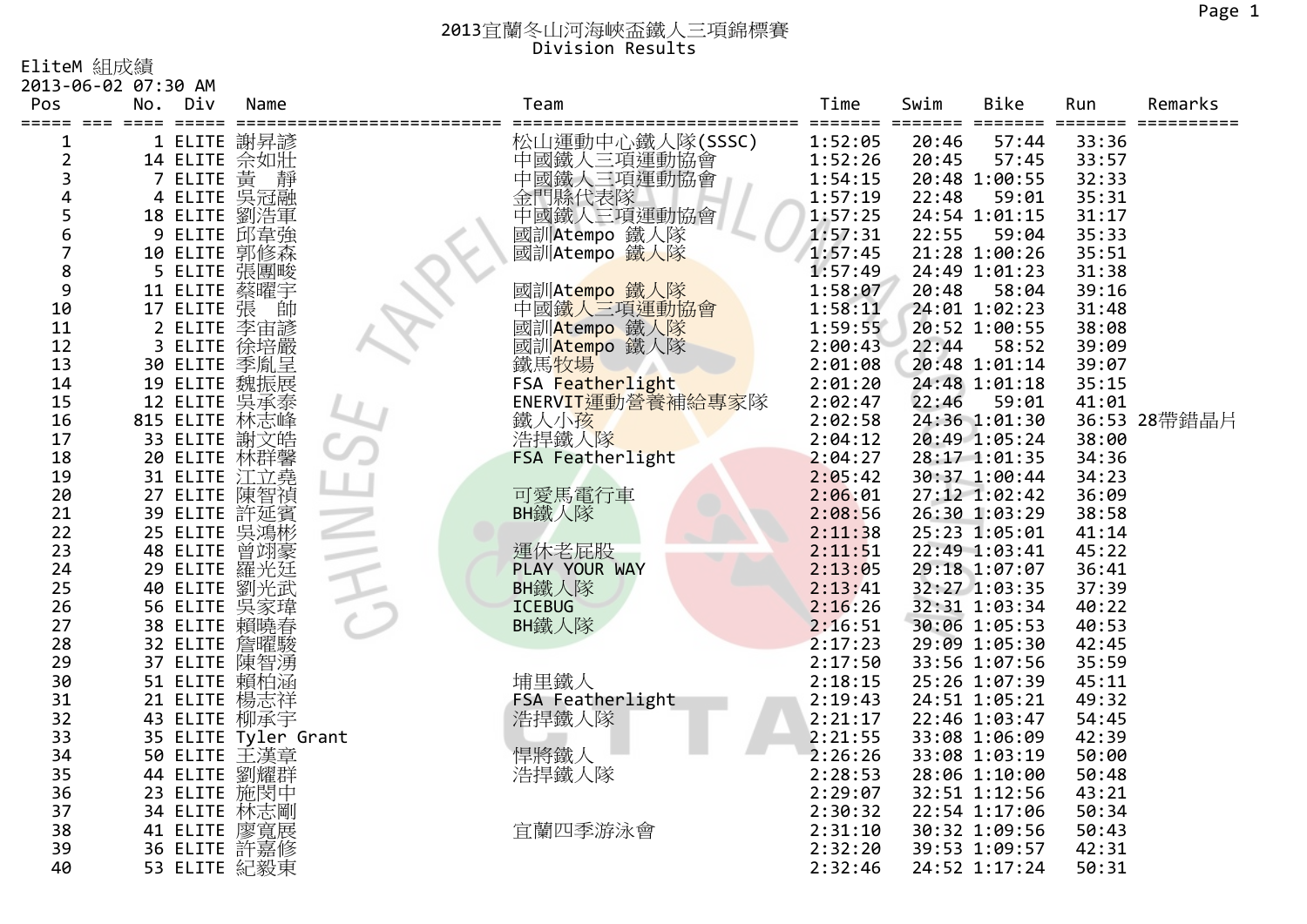# 2013宜蘭冬山河海峽盃鐵人三項錦標賽
## Division Results

EliteM 組成績
2013-06-02 07:30 AM

| Pos | No. | Div | Name | Team | Time | Swim | Bike | Run | Remarks |
|---|---|---|---|---|---|---|---|---|---|
| 1 | 1 | ELITE | 謝昇諺 | 松山運動中心鐵人隊(SSSC) | 1:52:05 | 20:46 | 57:44 | 33:36 | |
| 2 | 14 | ELITE | 佘如壯 | 中國鐵人三項運動協會 | 1:52:26 | 20:45 | 57:45 | 33:57 | |
| 3 | 7 | ELITE | 黃　靜 | 中國鐵人三項運動協會 | 1:54:15 | 20:48 | 1:00:55 | 32:33 | |
| 4 | 4 | ELITE | 吳冠融 | 金門縣代表隊 | 1:57:19 | 22:48 | 59:01 | 35:31 | |
| 5 | 18 | ELITE | 劉浩軍 | 中國鐵人三項運動協會 | 1:57:25 | 24:54 | 1:01:15 | 31:17 | |
| 6 | 9 | ELITE | 邱韋強 | 國訓Atempo 鐵人隊 | 1:57:31 | 22:55 | 59:04 | 35:33 | |
| 7 | 10 | ELITE | 郭修森 | 國訓Atempo 鐵人隊 | 1:57:45 | 21:28 | 1:00:26 | 35:51 | |
| 8 | 5 | ELITE | 張團畯 | | 1:57:49 | 24:49 | 1:01:23 | 31:38 | |
| 9 | 11 | ELITE | 蔡曜宇 | 國訓Atempo 鐵人隊 | 1:58:07 | 20:48 | 58:04 | 39:16 | |
| 10 | 17 | ELITE | 張　帥 | 中國鐵人三項運動協會 | 1:58:11 | 24:01 | 1:02:23 | 31:48 | |
| 11 | 2 | ELITE | 李宙諺 | 國訓Atempo 鐵人隊 | 1:59:55 | 20:52 | 1:00:55 | 38:08 | |
| 12 | 3 | ELITE | 徐培嚴 | 國訓Atempo 鐵人隊 | 2:00:43 | 22:44 | 58:52 | 39:09 | |
| 13 | 30 | ELITE | 季胤呈 | 鐵馬牧場 | 2:01:08 | 20:48 | 1:01:14 | 39:07 | |
| 14 | 19 | ELITE | 魏振展 | FSA Featherlight | 2:01:20 | 24:48 | 1:01:18 | 35:15 | |
| 15 | 12 | ELITE | 吳承泰 | ENERVIT運動營養補給專家隊 | 2:02:47 | 22:46 | 59:01 | 41:01 | |
| 16 | 815 | ELITE | 林志峰 | 鐵人小孩 | 2:02:58 | 24:36 | 1:01:30 | 36:53 | 28帶錯晶片 |
| 17 | 33 | ELITE | 謝文皓 | 浩捍鐵人隊 | 2:04:12 | 20:49 | 1:05:24 | 38:00 | |
| 18 | 20 | ELITE | 林群馨 | FSA Featherlight | 2:04:27 | 28:17 | 1:01:35 | 34:36 | |
| 19 | 31 | ELITE | 江立堯 | | 2:05:42 | 30:37 | 1:00:44 | 34:23 | |
| 20 | 27 | ELITE | 陳智禎 | 可愛馬電行車 | 2:06:01 | 27:12 | 1:02:42 | 36:09 | |
| 21 | 39 | ELITE | 許延賓 | BH鐵人隊 | 2:08:56 | 26:30 | 1:03:29 | 38:58 | |
| 22 | 25 | ELITE | 吳鴻彬 | | 2:11:38 | 25:23 | 1:05:01 | 41:14 | |
| 23 | 48 | ELITE | 曾翊豪 | 運休老屁股 | 2:11:51 | 22:49 | 1:03:41 | 45:22 | |
| 24 | 29 | ELITE | 羅光廷 | PLAY YOUR WAY | 2:13:05 | 29:18 | 1:07:07 | 36:41 | |
| 25 | 40 | ELITE | 劉光武 | BH鐵人隊 | 2:13:41 | 32:27 | 1:03:35 | 37:39 | |
| 26 | 56 | ELITE | 吳家瑋 | ICEBUG | 2:16:26 | 32:31 | 1:03:34 | 40:22 | |
| 27 | 38 | ELITE | 賴曉春 | BH鐵人隊 | 2:16:51 | 30:06 | 1:05:53 | 40:53 | |
| 28 | 32 | ELITE | 詹曜駿 | | 2:17:23 | 29:09 | 1:05:30 | 42:45 | |
| 29 | 37 | ELITE | 陳智湧 | | 2:17:50 | 33:56 | 1:07:56 | 35:59 | |
| 30 | 51 | ELITE | 賴柏涵 | 埔里鐵人 | 2:18:15 | 25:26 | 1:07:39 | 45:11 | |
| 31 | 21 | ELITE | 楊志祥 | FSA Featherlight | 2:19:43 | 24:51 | 1:05:21 | 49:32 | |
| 32 | 43 | ELITE | 柳承宇 | 浩捍鐵人隊 | 2:21:17 | 22:46 | 1:03:47 | 54:45 | |
| 33 | 35 | ELITE | Tyler Grant | | 2:21:55 | 33:08 | 1:06:09 | 42:39 | |
| 34 | 50 | ELITE | 王漢章 | 悍將鐵人 | 2:26:26 | 33:08 | 1:03:19 | 50:00 | |
| 35 | 44 | ELITE | 劉耀群 | 浩捍鐵人隊 | 2:28:53 | 28:06 | 1:10:00 | 50:48 | |
| 36 | 23 | ELITE | 施閔中 | | 2:29:07 | 32:51 | 1:12:56 | 43:21 | |
| 37 | 34 | ELITE | 林志剛 | | 2:30:32 | 22:54 | 1:17:06 | 50:34 | |
| 38 | 41 | ELITE | 廖寬展 | 宜蘭四季游泳會 | 2:31:10 | 30:32 | 1:09:56 | 50:43 | |
| 39 | 36 | ELITE | 許嘉修 | | 2:32:20 | 39:53 | 1:09:57 | 42:31 | |
| 40 | 53 | ELITE | 紀毅東 | | 2:32:46 | 24:52 | 1:17:24 | 50:31 | |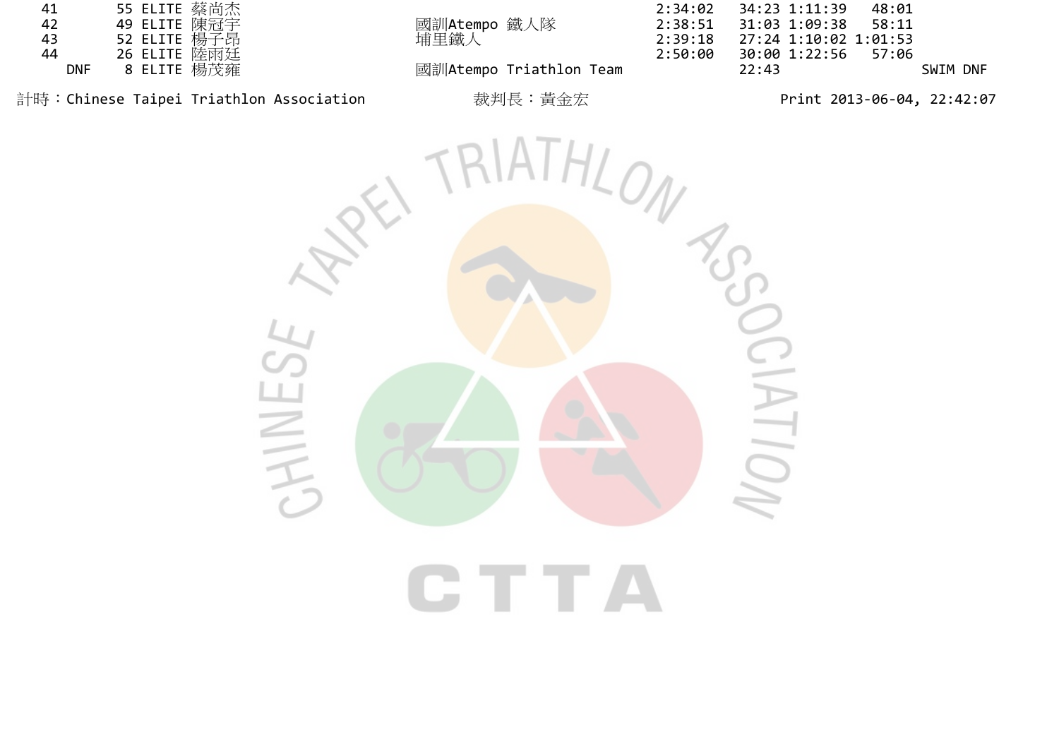| Rank | No. | Category | Name | Team | Total | Swim | Bike | Run | Status |
|---|---|---|---|---|---|---|---|---|---|
| 41 | 55 | ELITE | 蔡尚杰 | | 2:34:02 | 34:23 | 1:11:39 | 48:01 | |
| 42 | 49 | ELITE | 陳冠宇 | 國訓Atempo 鐵人隊 | 2:38:51 | 31:03 | 1:09:38 | 58:11 | |
| 43 | 52 | ELITE | 楊子昂 | 埔里鐵人 | 2:39:18 | 27:24 | 1:10:02 | 1:01:53 | |
| 44 | 26 | ELITE | 陸雨廷 | | 2:50:00 | 30:00 | 1:22:56 | 57:06 | |
| DNF | 8 | ELITE | 楊茂雍 | 國訓Atempo Triathlon Team | | 22:43 | | | SWIM DNF |

計時：Chinese Taipei Triathlon Association　　裁判長：黃金宏　　Print 2013-06-04, 22:42:07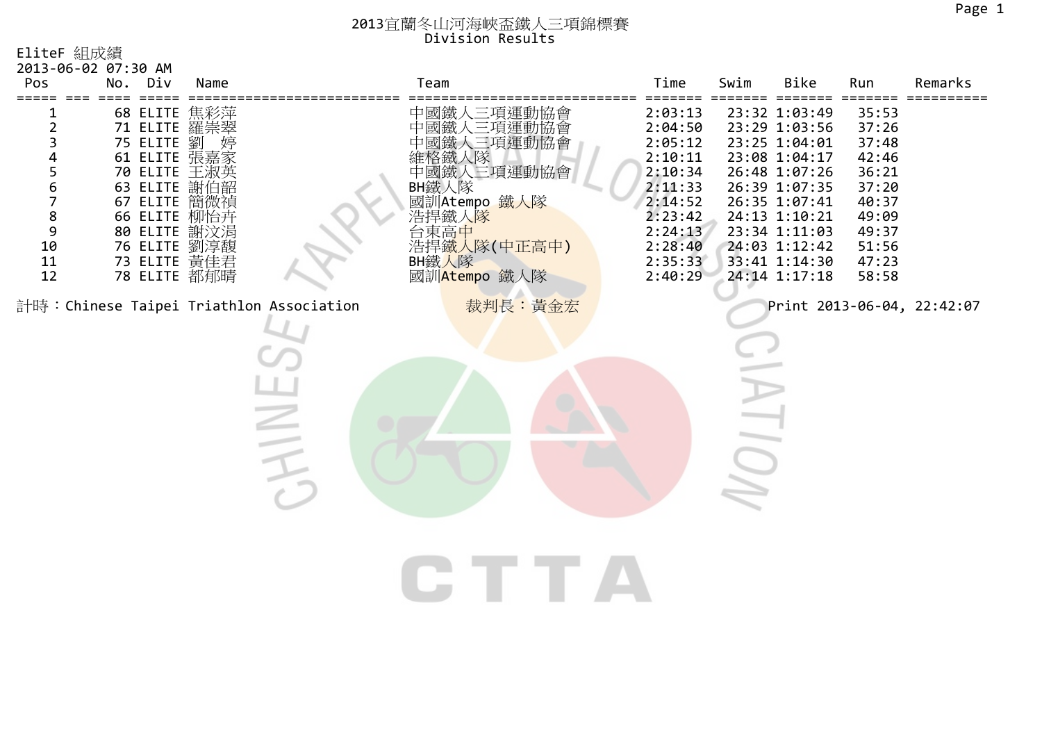# 2013宜蘭冬山河海峽盃鐵人三項錦標賽

## Division Results

EliteF 組成績

2013-06-02 07:30 AM

| Pos | No. | Div | Name | Team | Time | Swim | Bike | Run | Remarks |
|---|---|---|---|---|---|---|---|---|---|
| 1 | 68 | ELITE | 焦彩萍 | 中國鐵人三項運動協會 | 2:03:13 | 23:32 | 1:03:49 | 35:53 | |
| 2 | 71 | ELITE | 羅崇翠 | 中國鐵人三項運動協會 | 2:04:50 | 23:29 | 1:03:56 | 37:26 | |
| 3 | 75 | ELITE | 劉 婷 | 中國鐵人三項運動協會 | 2:05:12 | 23:25 | 1:04:01 | 37:48 | |
| 4 | 61 | ELITE | 張嘉家 | 維格鐵人隊 | 2:10:11 | 23:08 | 1:04:17 | 42:46 | |
| 5 | 70 | ELITE | 王淑英 | 中國鐵人三項運動協會 | 2:10:34 | 26:48 | 1:07:26 | 36:21 | |
| 6 | 63 | ELITE | 謝伯韶 | BH鐵人隊 | 2:11:33 | 26:39 | 1:07:35 | 37:20 | |
| 7 | 67 | ELITE | 簡微禎 | 國訓Atempo 鐵人隊 | 2:14:52 | 26:35 | 1:07:41 | 40:37 | |
| 8 | 66 | ELITE | 柳怡卉 | 浩捍鐵人隊 | 2:23:42 | 24:13 | 1:10:21 | 49:09 | |
| 9 | 80 | ELITE | 謝汶渴 | 台東高中 | 2:24:13 | 23:34 | 1:11:03 | 49:37 | |
| 10 | 76 | ELITE | 劉淳馥 | 浩捍鐵人隊(中正高中) | 2:28:40 | 24:03 | 1:12:42 | 51:56 | |
| 11 | 73 | ELITE | 黃佳君 | BH鐵人隊 | 2:35:33 | 33:41 | 1:14:30 | 47:23 | |
| 12 | 78 | ELITE | 都郁晴 | 國訓Atempo 鐵人隊 | 2:40:29 | 24:14 | 1:17:18 | 58:58 | |

計時：Chinese Taipei Triathlon Association　　裁判長：黃金宏　　Print 2013-06-04, 22:42:07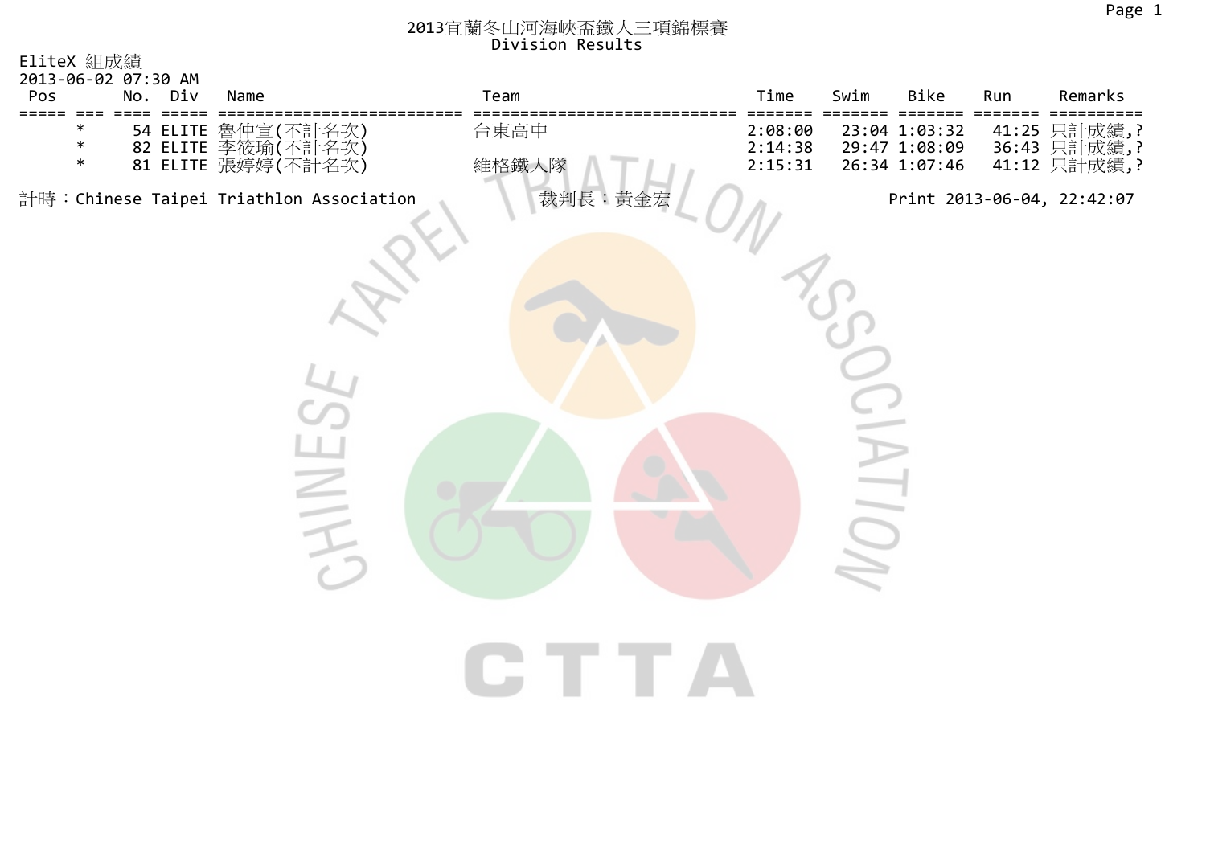# 2013宜蘭冬山河海峽盃鐵人三項錦標賽
## Division Results

EliteX 組成績
2013-06-02 07:30 AM

| Pos | | No. | Div | Name | Team | Time | Swim | Bike | Run | Remarks |
|---|---|---|---|---|---|---|---|---|---|---|
| | * | 54 | ELITE | 魯仲宣(不計名次) | 台東高中 | 2:08:00 | 23:04 | 1:03:32 | 41:25 | 只計成績,? |
| | * | 82 | ELITE | 李筱瑜(不計名次) | | 2:14:38 | 29:47 | 1:08:09 | 36:43 | 只計成績,? |
| | * | 81 | ELITE | 張婷婷(不計名次) | 維格鐵人隊 | 2:15:31 | 26:34 | 1:07:46 | 41:12 | 只計成績,? |

計時：Chinese Taipei Triathlon Association　　裁判長：黃金宏　　Print 2013-06-04, 22:42:07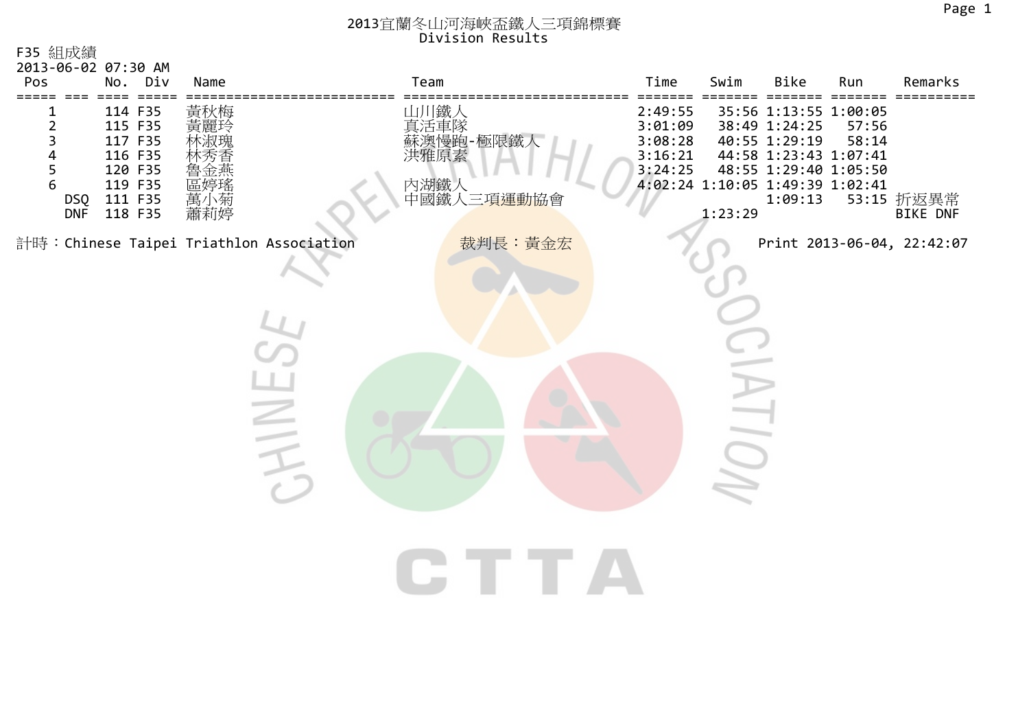# 2013宜蘭冬山河海峽盃鐵人三項錦標賽
## Division Results

F35 組成績
2013-06-02 07:30 AM

| Pos | | No. | Div | Name | Team | Time | Swim | Bike | Run | Remarks |
|---|---|---|---|---|---|---|---|---|---|---|
| 1 | | 114 | F35 | 黃秋梅 | 山川鐵人 | 2:49:55 | 35:56 | 1:13:55 | 1:00:05 | |
| 2 | | 115 | F35 | 黃麗玲 | 真活車隊 | 3:01:09 | 38:49 | 1:24:25 | 57:56 | |
| 3 | | 117 | F35 | 林淑瑰 | 蘇澳慢跑-極限鐵人 | 3:08:28 | 40:55 | 1:29:19 | 58:14 | |
| 4 | | 116 | F35 | 林秀香 | 洪雅原素 | 3:16:21 | 44:58 | 1:23:43 | 1:07:41 | |
| 5 | | 120 | F35 | 魯金燕 | | 3:24:25 | 48:55 | 1:29:40 | 1:05:50 | |
| 6 | | 119 | F35 | 區婷瑤 | 內湖鐵人 | 4:02:24 | 1:10:05 | 1:49:39 | 1:02:41 | |
| | DSQ | 111 | F35 | 萬小菊 | 中國鐵人三項運動協會 | | | 1:09:13 | 53:15 | 折返異常 |
| | DNF | 118 | F35 | 蕭莉婷 | | | 1:23:29 | | | BIKE DNF |

計時：Chinese Taipei Triathlon Association　　裁判長：黃金宏　　Print 2013-06-04, 22:42:07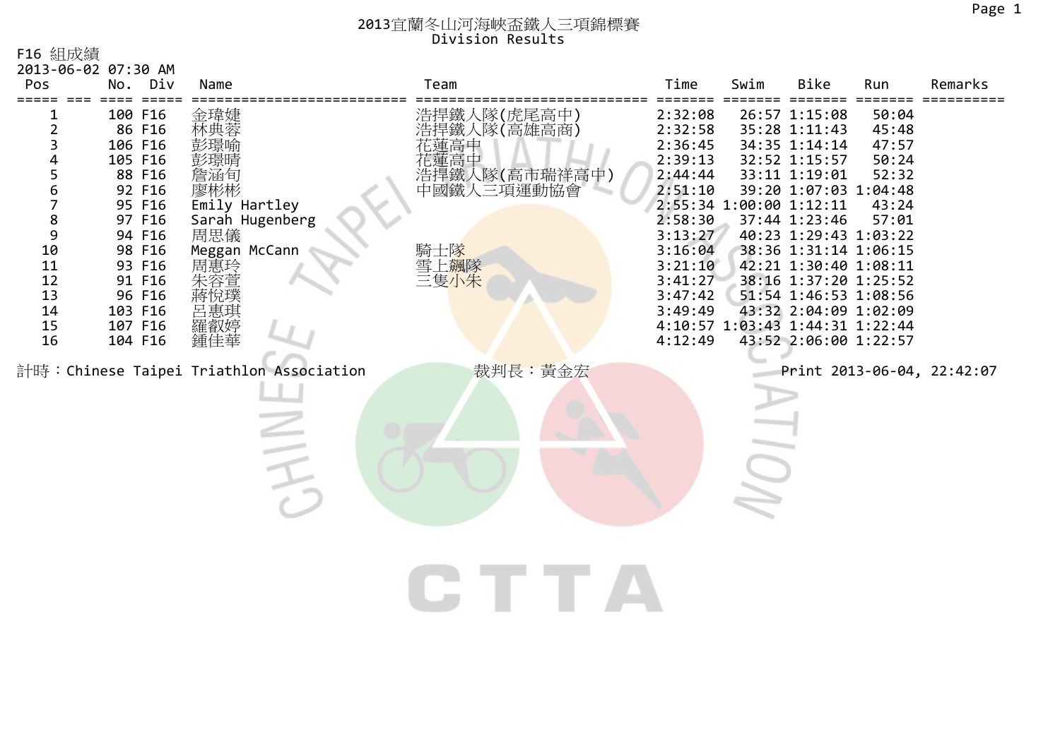# 2013宜蘭冬山河海峽盃鐵人三項錦標賽
## Division Results

F16 組成績
2013-06-02 07:30 AM

| Pos | No. | Div | Name | Team | Time | Swim | Bike | Run | Remarks |
|---|---|---|---|---|---|---|---|---|---|
| 1 | 100 | F16 | 金瑋婕 | 浩捍鐵人隊(虎尾高中) | 2:32:08 | 26:57 | 1:15:08 | 50:04 | |
| 2 | 86 | F16 | 林典蓉 | 浩捍鐵人隊(高雄高商) | 2:32:58 | 35:28 | 1:11:43 | 45:48 | |
| 3 | 106 | F16 | 彭璟喻 | 花蓮高中 | 2:36:45 | 34:35 | 1:14:14 | 47:57 | |
| 4 | 105 | F16 | 彭璟晴 | 花蓮高中 | 2:39:13 | 32:52 | 1:15:57 | 50:24 | |
| 5 | 88 | F16 | 詹涵旬 | 浩捍鐵人隊(高市瑞祥高中) | 2:44:44 | 33:11 | 1:19:01 | 52:32 | |
| 6 | 92 | F16 | 廖彬彬 | 中國鐵人三項運動協會 | 2:51:10 | 39:20 | 1:07:03 | 1:04:48 | |
| 7 | 95 | F16 | Emily Hartley | | 2:55:34 | 1:00:00 | 1:12:11 | 43:24 | |
| 8 | 97 | F16 | Sarah Hugenberg | | 2:58:30 | 37:44 | 1:23:46 | 57:01 | |
| 9 | 94 | F16 | 周思儀 | | 3:13:27 | 40:23 | 1:29:43 | 1:03:22 | |
| 10 | 98 | F16 | Meggan McCann | 騎士隊 | 3:16:04 | 38:36 | 1:31:14 | 1:06:15 | |
| 11 | 93 | F16 | 周惠玲 | 雪上飆隊 | 3:21:10 | 42:21 | 1:30:40 | 1:08:11 | |
| 12 | 91 | F16 | 朱容萱 | 三隻小朱 | 3:41:27 | 38:16 | 1:37:20 | 1:25:52 | |
| 13 | 96 | F16 | 蔣悅璞 | | 3:47:42 | 51:54 | 1:46:53 | 1:08:56 | |
| 14 | 103 | F16 | 呂惠琪 | | 3:49:49 | 43:32 | 2:04:09 | 1:02:09 | |
| 15 | 107 | F16 | 羅叡婷 | | 4:10:57 | 1:03:43 | 1:44:31 | 1:22:44 | |
| 16 | 104 | F16 | 鍾佳華 | | 4:12:49 | 43:52 | 2:06:00 | 1:22:57 | |

計時：Chinese Taipei Triathlon Association　　裁判長：黃金宏　　Print 2013-06-04, 22:42:07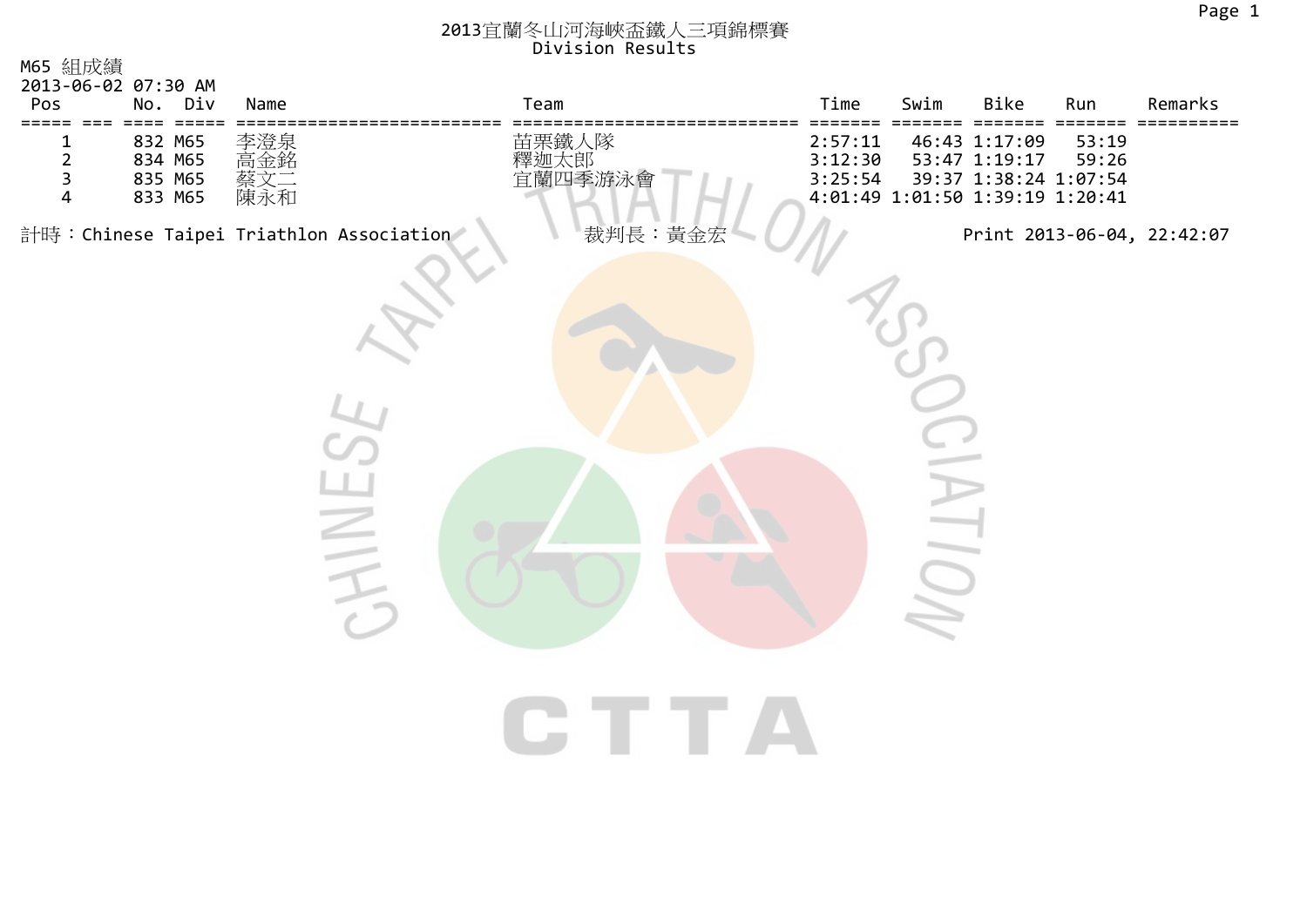# 2013宜蘭冬山河海峽盃鐵人三項錦標賽
## Division Results

M65 組成績
2013-06-02 07:30 AM

| Pos | No. | Div | Name | Team | Time | Swim | Bike | Run | Remarks |
|---|---|---|---|---|---|---|---|---|---|
| 1 | 832 | M65 | 李澄泉 | 苗栗鐵人隊 | 2:57:11 | 46:43 | 1:17:09 | 53:19 | |
| 2 | 834 | M65 | 高金銘 | 釋迦太郎 | 3:12:30 | 53:47 | 1:19:17 | 59:26 | |
| 3 | 835 | M65 | 蔡文二 | 宜蘭四季游泳會 | 3:25:54 | 39:37 | 1:38:24 | 1:07:54 | |
| 4 | 833 | M65 | 陳永和 | | 4:01:49 | 1:01:50 | 1:39:19 | 1:20:41 | |

計時：Chinese Taipei Triathlon Association　　裁判長：黃金宏　　Print 2013-06-04, 22:42:07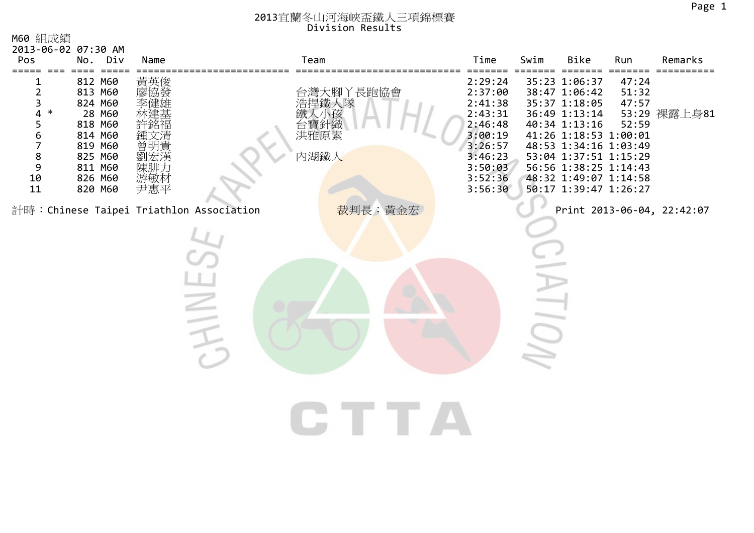# 2013宜蘭冬山河海峽盃鐵人三項錦標賽
## Division Results

M60 組成績
2013-06-02 07:30 AM

| Pos | | No. | Div | Name | Team | Time | Swim | Bike | Run | Remarks |
|---|---|---|---|---|---|---|---|---|---|---|
| 1 | | 812 | M60 | 黃英俊 | | 2:29:24 | 35:23 | 1:06:37 | 47:24 | |
| 2 | | 813 | M60 | 廖協發 | 台灣大腳丫長跑協會 | 2:37:00 | 38:47 | 1:06:42 | 51:32 | |
| 3 | | 824 | M60 | 李健雄 | 浩捍鐵人隊 | 2:41:38 | 35:37 | 1:18:05 | 47:57 | |
| 4 | * | 28 | M60 | 林建基 | 鐵人小孩 | 2:43:31 | 36:49 | 1:13:14 | 53:29 | 裸露上身81 |
| 5 | | 818 | M60 | 許銘福 | 台寶針織 | 2:46:48 | 40:34 | 1:13:16 | 52:59 | |
| 6 | | 814 | M60 | 鍾文清 | 洪雅原素 | 3:00:19 | 41:26 | 1:18:53 | 1:00:01 | |
| 7 | | 819 | M60 | 曾明貴 | | 3:26:57 | 48:53 | 1:34:16 | 1:03:49 | |
| 8 | | 825 | M60 | 劉宏漢 | 內湖鐵人 | 3:46:23 | 53:04 | 1:37:51 | 1:15:29 | |
| 9 | | 811 | M60 | 陳腓力 | | 3:50:03 | 56:56 | 1:38:25 | 1:14:43 | |
| 10 | | 826 | M60 | 游敏材 | | 3:52:36 | 48:32 | 1:49:07 | 1:14:58 | |
| 11 | | 820 | M60 | 尹惠平 | | 3:56:30 | 50:17 | 1:39:47 | 1:26:27 | |

計時：Chinese Taipei Triathlon Association　　裁判長：黃金宏　　Print 2013-06-04, 22:42:07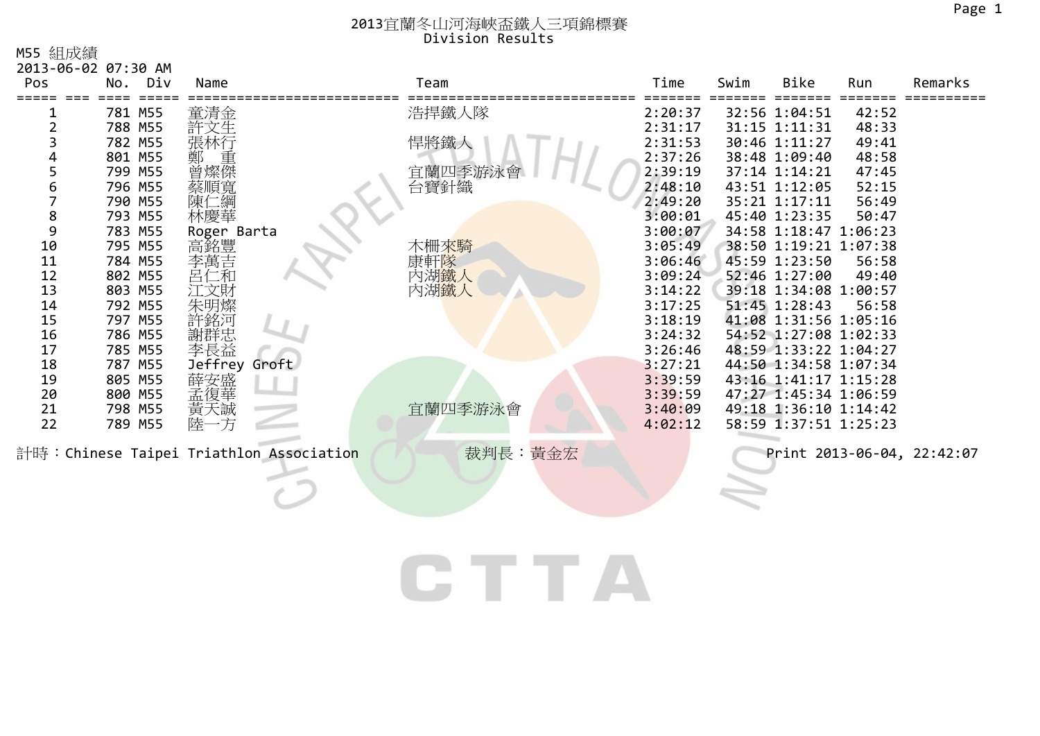# 2013宜蘭冬山河海峽盃鐵人三項錦標賽
## Division Results

M55 組成績
2013-06-02 07:30 AM

| Pos | No. | Div | Name | Team | Time | Swim | Bike | Run | Remarks |
|---|---|---|---|---|---|---|---|---|---|
| 1 | 781 | M55 | 童清金 | 浩捍鐵人隊 | 2:20:37 | 32:56 | 1:04:51 | 42:52 | |
| 2 | 788 | M55 | 許文生 | | 2:31:17 | 31:15 | 1:11:31 | 48:33 | |
| 3 | 782 | M55 | 張林行 | 悍將鐵人 | 2:31:53 | 30:46 | 1:11:27 | 49:41 | |
| 4 | 801 | M55 | 鄭 重 | | 2:37:26 | 38:48 | 1:09:40 | 48:58 | |
| 5 | 799 | M55 | 曾燦傑 | 宜蘭四季游泳會 | 2:39:19 | 37:14 | 1:14:21 | 47:45 | |
| 6 | 796 | M55 | 蔡順寬 | 台寶針織 | 2:48:10 | 43:51 | 1:12:05 | 52:15 | |
| 7 | 790 | M55 | 陳仁綱 | | 2:49:20 | 35:21 | 1:17:11 | 56:49 | |
| 8 | 793 | M55 | 林慶華 | | 3:00:01 | 45:40 | 1:23:35 | 50:47 | |
| 9 | 783 | M55 | Roger Barta | | 3:00:07 | 34:58 | 1:18:47 | 1:06:23 | |
| 10 | 795 | M55 | 高銘豐 | 木柵來騎 | 3:05:49 | 38:50 | 1:19:21 | 1:07:38 | |
| 11 | 784 | M55 | 李萬吉 | 康軒隊 | 3:06:46 | 45:59 | 1:23:50 | 56:58 | |
| 12 | 802 | M55 | 呂仁和 | 內湖鐵人 | 3:09:24 | 52:46 | 1:27:00 | 49:40 | |
| 13 | 803 | M55 | 江文財 | 內湖鐵人 | 3:14:22 | 39:18 | 1:34:08 | 1:00:57 | |
| 14 | 792 | M55 | 朱明燦 | | 3:17:25 | 51:45 | 1:28:43 | 56:58 | |
| 15 | 797 | M55 | 許銘河 | | 3:18:19 | 41:08 | 1:31:56 | 1:05:16 | |
| 16 | 786 | M55 | 謝群忠 | | 3:24:32 | 54:52 | 1:27:08 | 1:02:33 | |
| 17 | 785 | M55 | 李長益 | | 3:26:46 | 48:59 | 1:33:22 | 1:04:27 | |
| 18 | 787 | M55 | Jeffrey Groft | | 3:27:21 | 44:50 | 1:34:58 | 1:07:34 | |
| 19 | 805 | M55 | 薛安盛 | | 3:39:59 | 43:16 | 1:41:17 | 1:15:28 | |
| 20 | 800 | M55 | 孟復華 | | 3:39:59 | 47:27 | 1:45:34 | 1:06:59 | |
| 21 | 798 | M55 | 黃天誠 | 宜蘭四季游泳會 | 3:40:09 | 49:18 | 1:36:10 | 1:14:42 | |
| 22 | 789 | M55 | 陸一方 | | 4:02:12 | 58:59 | 1:37:51 | 1:25:23 | |

計時：Chinese Taipei Triathlon Association　　裁判長：黃金宏　　Print 2013-06-04, 22:42:07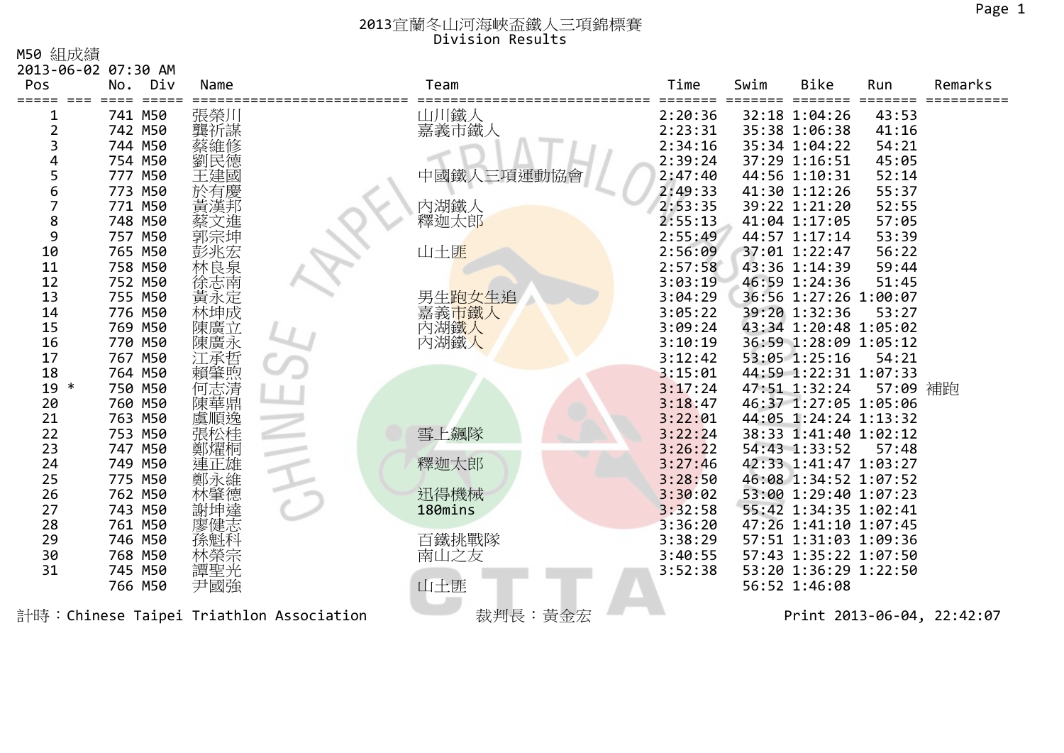# 2013宜蘭冬山河海峽盃鐵人三項錦標賽
## Division Results

M50 組成績

2013-06-02 07:30 AM

| Pos | | No. | Div | Name | Team | Time | Swim | Bike | Run | Remarks |
|---|---|---|---|---|---|---|---|---|---|---|
| 1 | | 741 | M50 | 張榮川 | 山川鐵人 | 2:20:36 | 32:18 | 1:04:26 | 43:53 | |
| 2 | | 742 | M50 | 龔祈謀 | 嘉義市鐵人 | 2:23:31 | 35:38 | 1:06:38 | 41:16 | |
| 3 | | 744 | M50 | 蔡維修 | | 2:34:16 | 35:34 | 1:04:22 | 54:21 | |
| 4 | | 754 | M50 | 劉民德 | | 2:39:24 | 37:29 | 1:16:51 | 45:05 | |
| 5 | | 777 | M50 | 王建國 | 中國鐵人三項運動協會 | 2:47:40 | 44:56 | 1:10:31 | 52:14 | |
| 6 | | 773 | M50 | 於有慶 | | 2:49:33 | 41:30 | 1:12:26 | 55:37 | |
| 7 | | 771 | M50 | 黃漢邦 | 內湖鐵人 | 2:53:35 | 39:22 | 1:21:20 | 52:55 | |
| 8 | | 748 | M50 | 蔡文進 | 釋迦太郎 | 2:55:13 | 41:04 | 1:17:05 | 57:05 | |
| 9 | | 757 | M50 | 郭宗坤 | | 2:55:49 | 44:57 | 1:17:14 | 53:39 | |
| 10 | | 765 | M50 | 彭兆宏 | 山土匪 | 2:56:09 | 37:01 | 1:22:47 | 56:22 | |
| 11 | | 758 | M50 | 林良泉 | | 2:57:58 | 43:36 | 1:14:39 | 59:44 | |
| 12 | | 752 | M50 | 徐志南 | | 3:03:19 | 46:59 | 1:24:36 | 51:45 | |
| 13 | | 755 | M50 | 黃永定 | 男生跑女生追 | 3:04:29 | 36:56 | 1:27:26 | 1:00:07 | |
| 14 | | 776 | M50 | 林坤成 | 嘉義市鐵人 | 3:05:22 | 39:20 | 1:32:36 | 53:27 | |
| 15 | | 769 | M50 | 陳廣立 | 內湖鐵人 | 3:09:24 | 43:34 | 1:20:48 | 1:05:02 | |
| 16 | | 770 | M50 | 陳廣永 | 內湖鐵人 | 3:10:19 | 36:59 | 1:28:09 | 1:05:12 | |
| 17 | | 767 | M50 | 江承哲 | | 3:12:42 | 53:05 | 1:25:16 | 54:21 | |
| 18 | | 764 | M50 | 賴肇煦 | | 3:15:01 | 44:59 | 1:22:31 | 1:07:33 | |
| 19 | * | 750 | M50 | 何志清 | | 3:17:24 | 47:51 | 1:32:24 | 57:09 | 補跑 |
| 20 | | 760 | M50 | 陳華鼎 | | 3:18:47 | 46:37 | 1:27:05 | 1:05:06 | |
| 21 | | 763 | M50 | 盧順逸 | | 3:22:01 | 44:05 | 1:24:24 | 1:13:32 | |
| 22 | | 753 | M50 | 張松桂 | 雪上飆隊 | 3:22:24 | 38:33 | 1:41:40 | 1:02:12 | |
| 23 | | 747 | M50 | 鄭燿桐 | | 3:26:22 | 54:43 | 1:33:52 | 57:48 | |
| 24 | | 749 | M50 | 連正雄 | 釋迦太郎 | 3:27:46 | 42:33 | 1:41:47 | 1:03:27 | |
| 25 | | 775 | M50 | 鄭永維 | | 3:28:50 | 46:08 | 1:34:52 | 1:07:52 | |
| 26 | | 762 | M50 | 林肇德 | 迅得機械 | 3:30:02 | 53:00 | 1:29:40 | 1:07:23 | |
| 27 | | 743 | M50 | 謝坤達 | 180mins | 3:32:58 | 55:42 | 1:34:35 | 1:02:41 | |
| 28 | | 761 | M50 | 廖健志 | | 3:36:20 | 47:26 | 1:41:10 | 1:07:45 | |
| 29 | | 746 | M50 | 孫魁科 | 百鐵挑戰隊 | 3:38:29 | 57:51 | 1:31:03 | 1:09:36 | |
| 30 | | 768 | M50 | 林榮宗 | 南山之友 | 3:40:55 | 57:43 | 1:35:22 | 1:07:50 | |
| 31 | | 745 | M50 | 譚聖光 | | 3:52:38 | 53:20 | 1:36:29 | 1:22:50 | |
| | | 766 | M50 | 尹國強 | 山土匪 | | 56:52 | 1:46:08 | | |

計時：Chinese Taipei Triathlon Association　　裁判長：黃金宏　　Print 2013-06-04, 22:42:07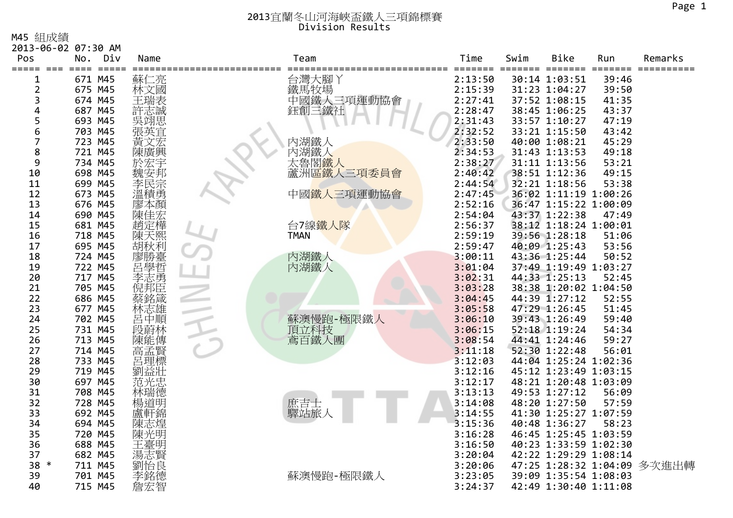# 2013宜蘭冬山河海峽盃鐵人三項錦標賽

## Division Results

M45 組成績

2013-06-02 07:30 AM

| Pos | | No. | Div | Name | Team | Time | Swim | Bike | Run | Remarks |
|---|---|---|---|---|---|---|---|---|---|---|
| 1 | | 671 | M45 | 蘇仁亮 | 台灣大腳丫 | 2:13:50 | 30:14 | 1:03:51 | 39:46 | |
| 2 | | 675 | M45 | 林文國 | 鐵馬牧場 | 2:15:39 | 31:23 | 1:04:27 | 39:50 | |
| 3 | | 674 | M45 | 王瑞表 | 中國鐵人三項運動協會 | 2:27:41 | 37:52 | 1:08:15 | 41:35 | |
| 4 | | 687 | M45 | 許志誠 | 鈺創三鐵社 | 2:28:47 | 38:45 | 1:06:25 | 43:37 | |
| 5 | | 693 | M45 | 吳翊思 | | 2:31:43 | 33:57 | 1:10:27 | 47:19 | |
| 6 | | 703 | M45 | 張英宜 | | 2:32:52 | 33:21 | 1:15:50 | 43:42 | |
| 7 | | 723 | M45 | 黃文宏 | 內湖鐵人 | 2:33:50 | 40:00 | 1:08:21 | 45:29 | |
| 8 | | 721 | M45 | 陳廣興 | 內湖鐵人 | 2:34:53 | 31:43 | 1:13:53 | 49:18 | |
| 9 | | 734 | M45 | 於宏宇 | 太魯閣鐵人 | 2:38:27 | 31:11 | 1:13:56 | 53:21 | |
| 10 | | 698 | M45 | 魏安邦 | 蘆洲區鐵人三項委員會 | 2:40:42 | 38:51 | 1:12:36 | 49:15 | |
| 11 | | 699 | M45 | 李民宗 | | 2:44:54 | 32:21 | 1:18:56 | 53:38 | |
| 12 | | 673 | M45 | 溫積勇 | 中國鐵人三項運動協會 | 2:47:45 | 36:02 | 1:11:19 | 1:00:26 | |
| 13 | | 676 | M45 | 廖本顏 | | 2:52:16 | 36:47 | 1:15:22 | 1:00:09 | |
| 14 | | 690 | M45 | 陳佳宏 | | 2:54:04 | 43:37 | 1:22:38 | 47:49 | |
| 15 | | 681 | M45 | 趙定樺 | 台7線鐵人隊 | 2:56:37 | 38:12 | 1:18:24 | 1:00:01 | |
| 16 | | 718 | M45 | 陳天熙 | TMAN | 2:59:19 | 39:56 | 1:28:18 | 51:06 | |
| 17 | | 695 | M45 | 胡秋利 | | 2:59:47 | 40:09 | 1:25:43 | 53:56 | |
| 18 | | 724 | M45 | 廖勝臺 | 內湖鐵人 | 3:00:11 | 43:36 | 1:25:44 | 50:52 | |
| 19 | | 722 | M45 | 呂學哲 | 內湖鐵人 | 3:01:04 | 37:49 | 1:19:49 | 1:03:27 | |
| 20 | | 717 | M45 | 李志勇 | | 3:02:31 | 44:33 | 1:25:13 | 52:45 | |
| 21 | | 705 | M45 | 倪邦臣 | | 3:03:28 | 38:38 | 1:20:02 | 1:04:50 | |
| 22 | | 686 | M45 | 蔡銘箴 | | 3:04:45 | 44:39 | 1:27:12 | 52:55 | |
| 23 | | 677 | M45 | 林志雄 | | 3:05:58 | 47:29 | 1:26:45 | 51:45 | |
| 24 | | 702 | M45 | 呂中順 | 蘇澳慢跑-極限鐵人 | 3:06:10 | 39:43 | 1:26:49 | 59:40 | |
| 25 | | 731 | M45 | 段蔚林 | 頂立科技 | 3:06:15 | 52:18 | 1:19:24 | 54:34 | |
| 26 | | 713 | M45 | 陳能傳 | 鳶百鐵人團 | 3:08:54 | 44:41 | 1:24:46 | 59:27 | |
| 27 | | 714 | M45 | 高孟賢 | | 3:11:18 | 52:30 | 1:22:48 | 56:01 | |
| 28 | | 733 | M45 | 呂理標 | | 3:12:03 | 44:04 | 1:25:24 | 1:02:36 | |
| 29 | | 719 | M45 | 劉益壯 | | 3:12:16 | 45:12 | 1:23:49 | 1:03:15 | |
| 30 | | 697 | M45 | 范光忠 | | 3:12:17 | 48:21 | 1:20:48 | 1:03:09 | |
| 31 | | 708 | M45 | 林瑞德 | | 3:13:13 | 49:53 | 1:27:12 | 56:09 | |
| 32 | | 728 | M45 | 楊道明 | 庶吉士 | 3:14:08 | 48:20 | 1:27:50 | 57:59 | |
| 33 | | 692 | M45 | 盧軒錦 | 驛站旅人 | 3:14:55 | 41:30 | 1:25:27 | 1:07:59 | |
| 34 | | 694 | M45 | 陳志煌 | | 3:15:36 | 40:48 | 1:36:27 | 58:23 | |
| 35 | | 720 | M45 | 陳光明 | | 3:16:28 | 46:45 | 1:25:45 | 1:03:59 | |
| 36 | | 688 | M45 | 王臺明 | | 3:16:50 | 40:23 | 1:33:59 | 1:02:30 | |
| 37 | | 682 | M45 | 湯志賢 | | 3:20:04 | 42:22 | 1:29:29 | 1:08:14 | |
| 38 | * | 711 | M45 | 劉怡良 | | 3:20:06 | 47:25 | 1:28:32 | 1:04:09 | 多次進出轉 |
| 39 | | 701 | M45 | 李銘德 | 蘇澳慢跑-極限鐵人 | 3:23:05 | 39:09 | 1:35:54 | 1:08:03 | |
| 40 | | 715 | M45 | 詹宏智 | | 3:24:37 | 42:49 | 1:30:40 | 1:11:08 | |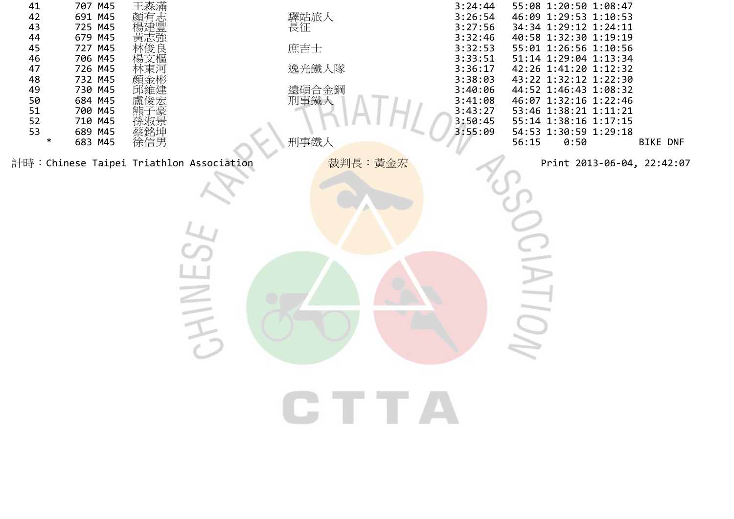| | | | | | | | | | |
|---|---|---|---|---|---|---|---|---|---|
| 41 | 707 | M45 | 王森滿 | | 3:24:44 | 55:08 | 1:20:50 | 1:08:47 | |
| 42 | 691 | M45 | 顏有志 | 驛站旅人 | 3:26:54 | 46:09 | 1:29:53 | 1:10:53 | |
| 43 | 725 | M45 | 楊建豐 | 長征 | 3:27:56 | 34:34 | 1:29:12 | 1:24:11 | |
| 44 | 679 | M45 | 黃志強 | | 3:32:46 | 40:58 | 1:32:30 | 1:19:19 | |
| 45 | 727 | M45 | 林俊良 | 庶吉士 | 3:32:53 | 55:01 | 1:26:56 | 1:10:56 | |
| 46 | 706 | M45 | 楊文樞 | | 3:33:51 | 51:14 | 1:29:04 | 1:13:34 | |
| 47 | 726 | M45 | 林東河 | 逸光鐵人隊 | 3:36:17 | 42:26 | 1:41:20 | 1:12:32 | |
| 48 | 732 | M45 | 顏金彬 | | 3:38:03 | 43:22 | 1:32:12 | 1:22:30 | |
| 49 | 730 | M45 | 邱維建 | 遠碩合金鋼 | 3:40:06 | 44:52 | 1:46:43 | 1:08:32 | |
| 50 | 684 | M45 | 盧俊宏 | 刑事鐵人 | 3:41:08 | 46:07 | 1:32:16 | 1:22:46 | |
| 51 | 700 | M45 | 熊子豪 | | 3:43:27 | 53:46 | 1:38:21 | 1:11:21 | |
| 52 | 710 | M45 | 孫淑景 | | 3:50:45 | 55:14 | 1:38:16 | 1:17:15 | |
| 53 | 689 | M45 | 蔡銘坤 | | 3:55:09 | 54:53 | 1:30:59 | 1:29:18 | |
| * | 683 | M45 | 徐信男 | 刑事鐵人 | | 56:15 | 0:50 | | BIKE DNF |

計時：Chinese Taipei Triathlon Association　　裁判長：黃金宏　　Print 2013-06-04, 22:42:07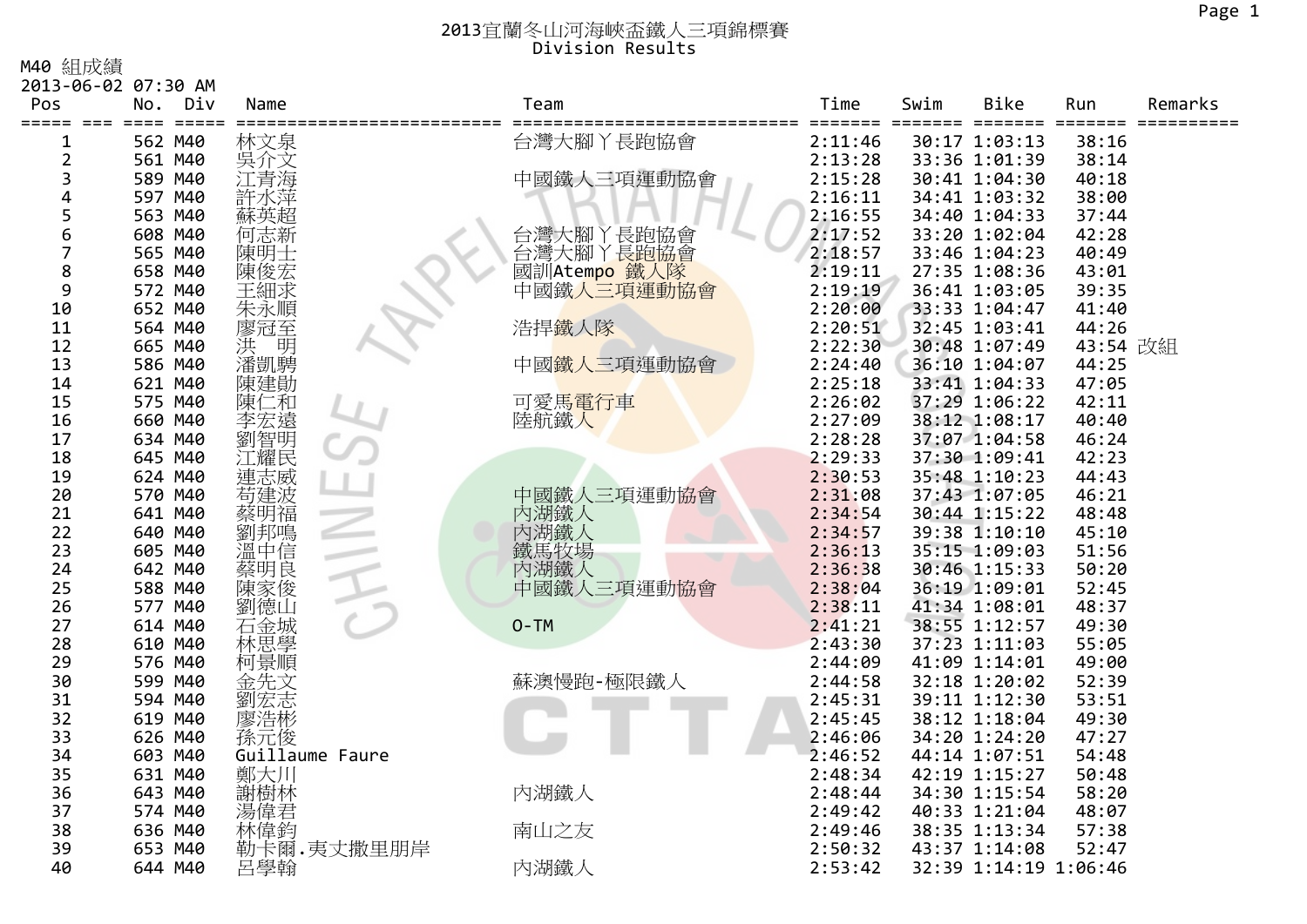# 2013宜蘭冬山河海峽盃鐵人三項錦標賽
## Division Results

M40 組成績

2013-06-02 07:30 AM

| Pos | No. | Div | Name | Team | Time | Swim | Bike | Run | Remarks |
|---|---|---|---|---|---|---|---|---|---|
| 1 | 562 | M40 | 林文泉 | 台灣大腳丫長跑協會 | 2:11:46 | 30:17 | 1:03:13 | 38:16 | |
| 2 | 561 | M40 | 吳介文 | | 2:13:28 | 33:36 | 1:01:39 | 38:14 | |
| 3 | 589 | M40 | 江青海 | 中國鐵人三項運動協會 | 2:15:28 | 30:41 | 1:04:30 | 40:18 | |
| 4 | 597 | M40 | 許水萍 | | 2:16:11 | 34:41 | 1:03:32 | 38:00 | |
| 5 | 563 | M40 | 蘇英超 | | 2:16:55 | 34:40 | 1:04:33 | 37:44 | |
| 6 | 608 | M40 | 何志新 | 台灣大腳丫長跑協會 | 2:17:52 | 33:20 | 1:02:04 | 42:28 | |
| 7 | 565 | M40 | 陳明士 | 台灣大腳丫長跑協會 | 2:18:57 | 33:46 | 1:04:23 | 40:49 | |
| 8 | 658 | M40 | 陳俊宏 | 國訓Atempo 鐵人隊 | 2:19:11 | 27:35 | 1:08:36 | 43:01 | |
| 9 | 572 | M40 | 王細求 | 中國鐵人三項運動協會 | 2:19:19 | 36:41 | 1:03:05 | 39:35 | |
| 10 | 652 | M40 | 朱永順 | | 2:20:00 | 33:33 | 1:04:47 | 41:40 | |
| 11 | 564 | M40 | 廖冠至 | 浩捍鐵人隊 | 2:20:51 | 32:45 | 1:03:41 | 44:26 | |
| 12 | 665 | M40 | 洪　明 | | 2:22:30 | 30:48 | 1:07:49 | 43:54 | 改組 |
| 13 | 586 | M40 | 潘凱騁 | 中國鐵人三項運動協會 | 2:24:40 | 36:10 | 1:04:07 | 44:25 | |
| 14 | 621 | M40 | 陳建勛 | | 2:25:18 | 33:41 | 1:04:33 | 47:05 | |
| 15 | 575 | M40 | 陳仁和 | 可愛馬電行車 | 2:26:02 | 37:29 | 1:06:22 | 42:11 | |
| 16 | 660 | M40 | 李宏遠 | 陸航鐵人 | 2:27:09 | 38:12 | 1:08:17 | 40:40 | |
| 17 | 634 | M40 | 劉智明 | | 2:28:28 | 37:07 | 1:04:58 | 46:24 | |
| 18 | 645 | M40 | 江耀民 | | 2:29:33 | 37:30 | 1:09:41 | 42:23 | |
| 19 | 624 | M40 | 連志威 | | 2:30:53 | 35:48 | 1:10:23 | 44:43 | |
| 20 | 570 | M40 | 苟建波 | 中國鐵人三項運動協會 | 2:31:08 | 37:43 | 1:07:05 | 46:21 | |
| 21 | 641 | M40 | 蔡明福 | 內湖鐵人 | 2:34:54 | 30:44 | 1:15:22 | 48:48 | |
| 22 | 640 | M40 | 劉邦鳴 | 內湖鐵人 | 2:34:57 | 39:38 | 1:10:10 | 45:10 | |
| 23 | 605 | M40 | 溫中信 | 鐵馬牧場 | 2:36:13 | 35:15 | 1:09:03 | 51:56 | |
| 24 | 642 | M40 | 蔡明良 | 內湖鐵人 | 2:36:38 | 30:46 | 1:15:33 | 50:20 | |
| 25 | 588 | M40 | 陳家俊 | 中國鐵人三項運動協會 | 2:38:04 | 36:19 | 1:09:01 | 52:45 | |
| 26 | 577 | M40 | 劉德山 | | 2:38:11 | 41:34 | 1:08:01 | 48:37 | |
| 27 | 614 | M40 | 石金城 | O-TM | 2:41:21 | 38:55 | 1:12:57 | 49:30 | |
| 28 | 610 | M40 | 林思學 | | 2:43:30 | 37:23 | 1:11:03 | 55:05 | |
| 29 | 576 | M40 | 柯景順 | | 2:44:09 | 41:09 | 1:14:01 | 49:00 | |
| 30 | 599 | M40 | 金先文 | 蘇澳慢跑-極限鐵人 | 2:44:58 | 32:18 | 1:20:02 | 52:39 | |
| 31 | 594 | M40 | 劉宏志 | | 2:45:31 | 39:11 | 1:12:30 | 53:51 | |
| 32 | 619 | M40 | 廖浩彬 | | 2:45:45 | 38:12 | 1:18:04 | 49:30 | |
| 33 | 626 | M40 | 孫元俊 | | 2:46:06 | 34:20 | 1:24:20 | 47:27 | |
| 34 | 603 | M40 | Guillaume Faure | | 2:46:52 | 44:14 | 1:07:51 | 54:48 | |
| 35 | 631 | M40 | 鄭大川 | | 2:48:34 | 42:19 | 1:15:27 | 50:48 | |
| 36 | 643 | M40 | 謝樹林 | 內湖鐵人 | 2:48:44 | 34:30 | 1:15:54 | 58:20 | |
| 37 | 574 | M40 | 湯偉君 | | 2:49:42 | 40:33 | 1:21:04 | 48:07 | |
| 38 | 636 | M40 | 林偉鈞 | 南山之友 | 2:49:46 | 38:35 | 1:13:34 | 57:38 | |
| 39 | 653 | M40 | 勒卡爾.夷丈撒里朋岸 | | 2:50:32 | 43:37 | 1:14:08 | 52:47 | |
| 40 | 644 | M40 | 呂學翰 | 內湖鐵人 | 2:53:42 | 32:39 | 1:14:19 | 1:06:46 | |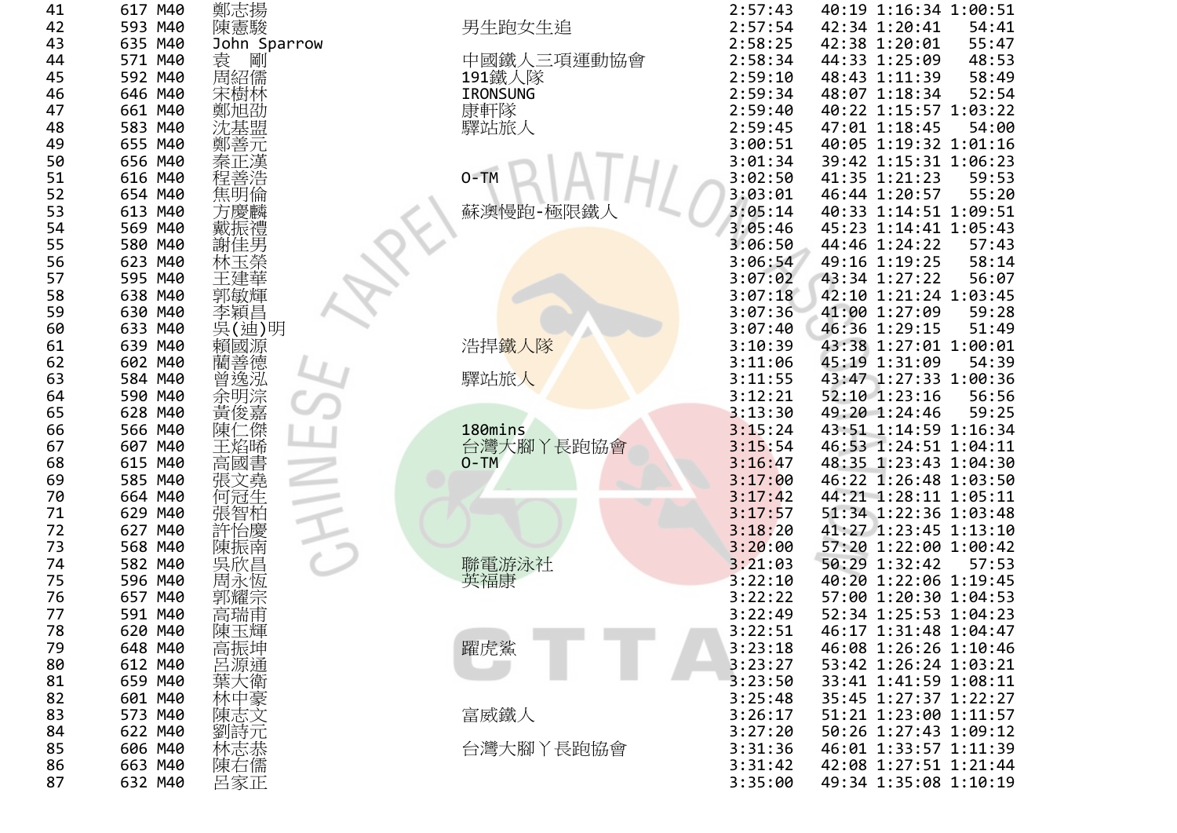| | | | | | | | | |
|---|---|---|---|---|---|---|---|---|
| 41 | 617 | M40 | 鄭志揚 | | 2:57:43 | 40:19 | 1:16:34 | 1:00:51 |
| 42 | 593 | M40 | 陳憲駿 | 男生跑女生追 | 2:57:54 | 42:34 | 1:20:41 | 54:41 |
| 43 | 635 | M40 | John Sparrow | | 2:58:25 | 42:38 | 1:20:01 | 55:47 |
| 44 | 571 | M40 | 袁　剛 | 中國鐵人三項運動協會 | 2:58:34 | 44:33 | 1:25:09 | 48:53 |
| 45 | 592 | M40 | 周紹儒 | 191鐵人隊 | 2:59:10 | 48:43 | 1:11:39 | 58:49 |
| 46 | 646 | M40 | 宋樹林 | IRONSUNG | 2:59:34 | 48:07 | 1:18:34 | 52:54 |
| 47 | 661 | M40 | 鄭旭劭 | 康軒隊 | 2:59:40 | 40:22 | 1:15:57 | 1:03:22 |
| 48 | 583 | M40 | 沈基盟 | 驛站旅人 | 2:59:45 | 47:01 | 1:18:45 | 54:00 |
| 49 | 655 | M40 | 鄭善元 | | 3:00:51 | 40:05 | 1:19:32 | 1:01:16 |
| 50 | 656 | M40 | 秦正漢 | | 3:01:34 | 39:42 | 1:15:31 | 1:06:23 |
| 51 | 616 | M40 | 程善浩 | O-TM | 3:02:50 | 41:35 | 1:21:23 | 59:53 |
| 52 | 654 | M40 | 焦明倫 | | 3:03:01 | 46:44 | 1:20:57 | 55:20 |
| 53 | 613 | M40 | 方慶麟 | 蘇澳慢跑-極限鐵人 | 3:05:14 | 40:33 | 1:14:51 | 1:09:51 |
| 54 | 569 | M40 | 戴振禮 | | 3:05:46 | 45:23 | 1:14:41 | 1:05:43 |
| 55 | 580 | M40 | 謝佳男 | | 3:06:50 | 44:46 | 1:24:22 | 57:43 |
| 56 | 623 | M40 | 林玉榮 | | 3:06:54 | 49:16 | 1:19:25 | 58:14 |
| 57 | 595 | M40 | 王建華 | | 3:07:02 | 43:34 | 1:27:22 | 56:07 |
| 58 | 638 | M40 | 郭敏輝 | | 3:07:18 | 42:10 | 1:21:24 | 1:03:45 |
| 59 | 630 | M40 | 李穎昌 | | 3:07:36 | 41:00 | 1:27:09 | 59:28 |
| 60 | 633 | M40 | 吳(迪)明 | | 3:07:40 | 46:36 | 1:29:15 | 51:49 |
| 61 | 639 | M40 | 賴國源 | 浩捍鐵人隊 | 3:10:39 | 43:38 | 1:27:01 | 1:00:01 |
| 62 | 602 | M40 | 藺善德 | | 3:11:06 | 45:19 | 1:31:09 | 54:39 |
| 63 | 584 | M40 | 曾逸泓 | 驛站旅人 | 3:11:55 | 43:47 | 1:27:33 | 1:00:36 |
| 64 | 590 | M40 | 余明淙 | | 3:12:21 | 52:10 | 1:23:16 | 56:56 |
| 65 | 628 | M40 | 黃俊嘉 | | 3:13:30 | 49:20 | 1:24:46 | 59:25 |
| 66 | 566 | M40 | 陳仁傑 | 180mins | 3:15:24 | 43:51 | 1:14:59 | 1:16:34 |
| 67 | 607 | M40 | 王焰晞 | 台灣大腳丫長跑協會 | 3:15:54 | 46:53 | 1:24:51 | 1:04:11 |
| 68 | 615 | M40 | 高國書 | O-TM | 3:16:47 | 48:35 | 1:23:43 | 1:04:30 |
| 69 | 585 | M40 | 張文堯 | | 3:17:00 | 46:22 | 1:26:48 | 1:03:50 |
| 70 | 664 | M40 | 何冠生 | | 3:17:42 | 44:21 | 1:28:11 | 1:05:11 |
| 71 | 629 | M40 | 張智柏 | | 3:17:57 | 51:34 | 1:22:36 | 1:03:48 |
| 72 | 627 | M40 | 許怡慶 | | 3:18:20 | 41:27 | 1:23:45 | 1:13:10 |
| 73 | 568 | M40 | 陳振南 | | 3:20:00 | 57:20 | 1:22:00 | 1:00:42 |
| 74 | 582 | M40 | 吳欣昌 | 聯電游泳社 | 3:21:03 | 50:29 | 1:32:42 | 57:53 |
| 75 | 596 | M40 | 周永恆 | 英福康 | 3:22:10 | 40:20 | 1:22:06 | 1:19:45 |
| 76 | 657 | M40 | 郭耀宗 | | 3:22:22 | 57:00 | 1:20:30 | 1:04:53 |
| 77 | 591 | M40 | 高瑞甫 | | 3:22:49 | 52:34 | 1:25:53 | 1:04:23 |
| 78 | 620 | M40 | 陳玉輝 | | 3:22:51 | 46:17 | 1:31:48 | 1:04:47 |
| 79 | 648 | M40 | 高振坤 | 躍虎鯊 | 3:23:18 | 46:08 | 1:26:26 | 1:10:46 |
| 80 | 612 | M40 | 呂源通 | | 3:23:27 | 53:42 | 1:26:24 | 1:03:21 |
| 81 | 659 | M40 | 葉大衛 | | 3:23:50 | 33:41 | 1:41:59 | 1:08:11 |
| 82 | 601 | M40 | 林中豪 | | 3:25:48 | 35:45 | 1:27:37 | 1:22:27 |
| 83 | 573 | M40 | 陳志文 | 富威鐵人 | 3:26:17 | 51:21 | 1:23:00 | 1:11:57 |
| 84 | 622 | M40 | 劉詩元 | | 3:27:20 | 50:26 | 1:27:43 | 1:09:12 |
| 85 | 606 | M40 | 林志恭 | 台灣大腳丫長跑協會 | 3:31:36 | 46:01 | 1:33:57 | 1:11:39 |
| 86 | 663 | M40 | 陳右儒 | | 3:31:42 | 42:08 | 1:27:51 | 1:21:44 |
| 87 | 632 | M40 | 呂家正 | | 3:35:00 | 49:34 | 1:35:08 | 1:10:19 |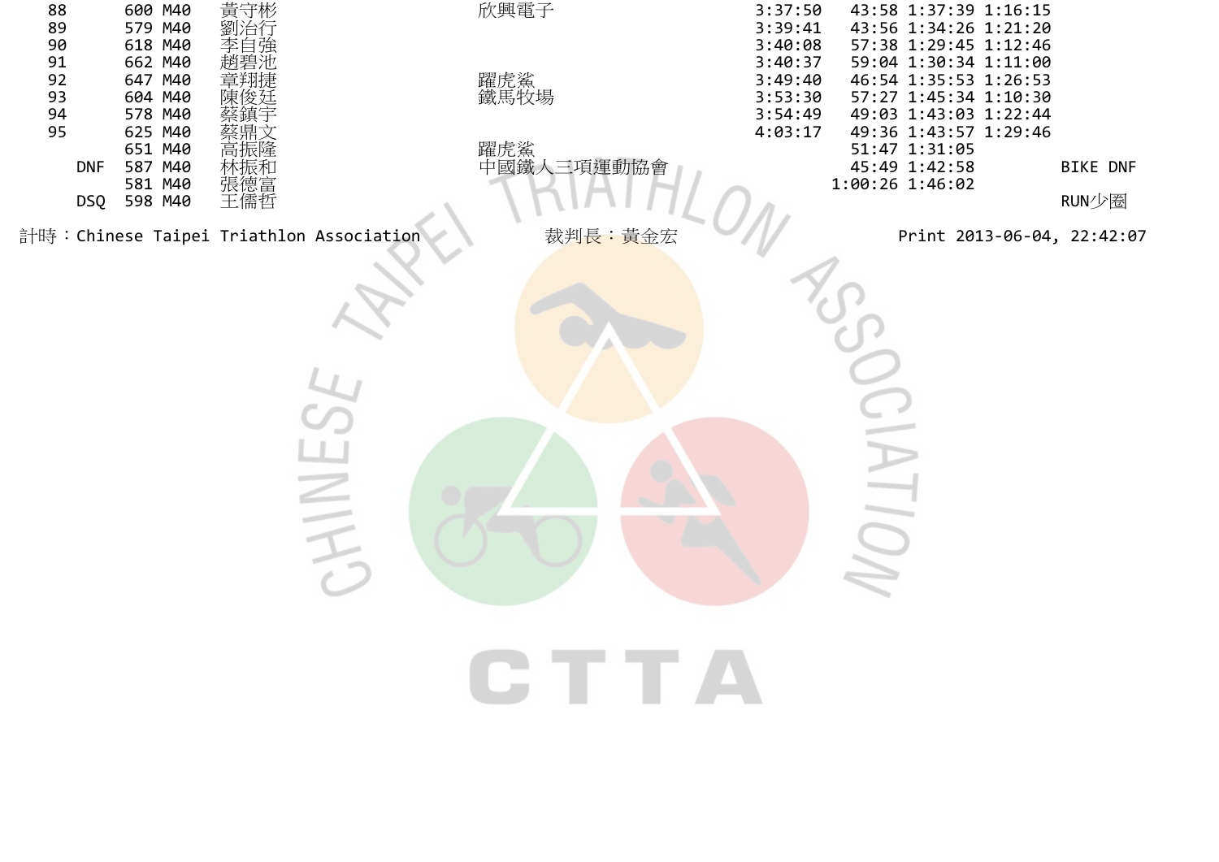| 名次 | 號碼 | 組別 | 姓名 | 隊伍 | 總成績 | 游泳 | 自行車 | 跑步 | 備註 |
|---|---|---|---|---|---|---|---|---|---|
| 88 | 600 | M40 | 黃守彬 | 欣興電子 | 3:37:50 | 43:58 | 1:37:39 | 1:16:15 | |
| 89 | 579 | M40 | 劉治行 | | 3:39:41 | 43:56 | 1:34:26 | 1:21:20 | |
| 90 | 618 | M40 | 李自強 | | 3:40:08 | 57:38 | 1:29:45 | 1:12:46 | |
| 91 | 662 | M40 | 趙碧池 | | 3:40:37 | 59:04 | 1:30:34 | 1:11:00 | |
| 92 | 647 | M40 | 章翔捷 | 躍虎鯊 | 3:49:40 | 46:54 | 1:35:53 | 1:26:53 | |
| 93 | 604 | M40 | 陳俊廷 | 鐵馬牧場 | 3:53:30 | 57:27 | 1:45:34 | 1:10:30 | |
| 94 | 578 | M40 | 蔡鎮宇 | | 3:54:49 | 49:03 | 1:43:03 | 1:22:44 | |
| 95 | 625 | M40 | 蔡鼎文 | | 4:03:17 | 49:36 | 1:43:57 | 1:29:46 | |
| | 651 | M40 | 高振隆 | 躍虎鯊 | | 51:47 | 1:31:05 | | |
| DNF | 587 | M40 | 林振和 | 中國鐵人三項運動協會 | | 45:49 | 1:42:58 | | BIKE DNF |
| | 581 | M40 | 張德富 | | | 1:00:26 | 1:46:02 | | |
| DSQ | 598 | M40 | 王儒哲 | | | | | | RUN少圈 |

計時：Chinese Taipei Triathlon Association　　裁判長：黃金宏　　Print 2013-06-04, 22:42:07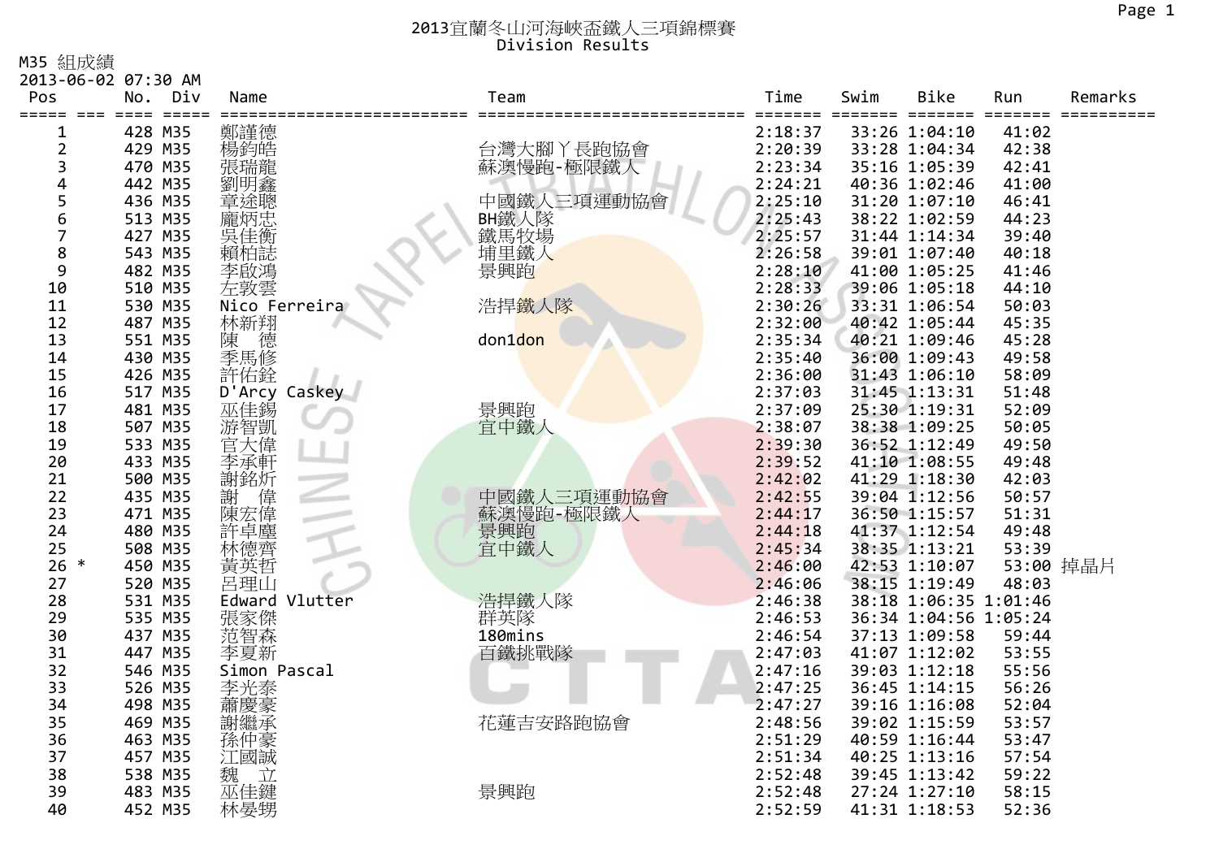# 2013宜蘭冬山河海峽盃鐵人三項錦標賽
Division Results

M35 組成績
2013-06-02 07:30 AM

| Pos | | No. | Div | Name | Team | Time | Swim | Bike | Run | Remarks |
|---|---|---|---|---|---|---|---|---|---|---|
| 1 | | 428 | M35 | 鄭謹德 | | 2:18:37 | 33:26 | 1:04:10 | 41:02 | |
| 2 | | 429 | M35 | 楊鈞皓 | 台灣大腳丫長跑協會 | 2:20:39 | 33:28 | 1:04:34 | 42:38 | |
| 3 | | 470 | M35 | 張瑞龍 | 蘇澳慢跑-極限鐵人 | 2:23:34 | 35:16 | 1:05:39 | 42:41 | |
| 4 | | 442 | M35 | 劉明鑫 | | 2:24:21 | 40:36 | 1:02:46 | 41:00 | |
| 5 | | 436 | M35 | 章途聰 | 中國鐵人三項運動協會 | 2:25:10 | 31:20 | 1:07:10 | 46:41 | |
| 6 | | 513 | M35 | 龐炳忠 | BH鐵人隊 | 2:25:43 | 38:22 | 1:02:59 | 44:23 | |
| 7 | | 427 | M35 | 吳佳衡 | 鐵馬牧場 | 2:25:57 | 31:44 | 1:14:34 | 39:40 | |
| 8 | | 543 | M35 | 賴柏誌 | 埔里鐵人 | 2:26:58 | 39:01 | 1:07:40 | 40:18 | |
| 9 | | 482 | M35 | 李啟鴻 | 景興跑 | 2:28:10 | 41:00 | 1:05:25 | 41:46 | |
| 10 | | 510 | M35 | 左敦雲 | | 2:28:33 | 39:06 | 1:05:18 | 44:10 | |
| 11 | | 530 | M35 | Nico Ferreira | 浩捍鐵人隊 | 2:30:26 | 33:31 | 1:06:54 | 50:03 | |
| 12 | | 487 | M35 | 林新翔 | | 2:32:00 | 40:42 | 1:05:44 | 45:35 | |
| 13 | | 551 | M35 | 陳　德 | don1don | 2:35:34 | 40:21 | 1:09:46 | 45:28 | |
| 14 | | 430 | M35 | 季馬修 | | 2:35:40 | 36:00 | 1:09:43 | 49:58 | |
| 15 | | 426 | M35 | 許佑銓 | | 2:36:00 | 31:43 | 1:06:10 | 58:09 | |
| 16 | | 517 | M35 | D'Arcy Caskey | | 2:37:03 | 31:45 | 1:13:31 | 51:48 | |
| 17 | | 481 | M35 | 巫佳錫 | 景興跑 | 2:37:09 | 25:30 | 1:19:31 | 52:09 | |
| 18 | | 507 | M35 | 游智凱 | 宜中鐵人 | 2:38:07 | 38:38 | 1:09:25 | 50:05 | |
| 19 | | 533 | M35 | 官大偉 | | 2:39:30 | 36:52 | 1:12:49 | 49:50 | |
| 20 | | 433 | M35 | 李承軒 | | 2:39:52 | 41:10 | 1:08:55 | 49:48 | |
| 21 | | 500 | M35 | 謝銘炘 | | 2:42:02 | 41:29 | 1:18:30 | 42:03 | |
| 22 | | 435 | M35 | 謝　偉 | 中國鐵人三項運動協會 | 2:42:55 | 39:04 | 1:12:56 | 50:57 | |
| 23 | | 471 | M35 | 陳宏偉 | 蘇澳慢跑-極限鐵人 | 2:44:17 | 36:50 | 1:15:57 | 51:31 | |
| 24 | | 480 | M35 | 許卓塵 | 景興跑 | 2:44:18 | 41:37 | 1:12:54 | 49:48 | |
| 25 | | 508 | M35 | 林德齊 | 宜中鐵人 | 2:45:34 | 38:35 | 1:13:21 | 53:39 | |
| 26 | * | 450 | M35 | 黃英哲 | | 2:46:00 | 42:53 | 1:10:07 | 53:00 | 掉晶片 |
| 27 | | 520 | M35 | 呂理山 | | 2:46:06 | 38:15 | 1:19:49 | 48:03 | |
| 28 | | 531 | M35 | Edward Vlutter | 浩捍鐵人隊 | 2:46:38 | 38:18 | 1:06:35 | 1:01:46 | |
| 29 | | 535 | M35 | 張家傑 | 群英隊 | 2:46:53 | 36:34 | 1:04:56 | 1:05:24 | |
| 30 | | 437 | M35 | 范智森 | 180mins | 2:46:54 | 37:13 | 1:09:58 | 59:44 | |
| 31 | | 447 | M35 | 李夏新 | 百鐵挑戰隊 | 2:47:03 | 41:07 | 1:12:02 | 53:55 | |
| 32 | | 546 | M35 | Simon Pascal | | 2:47:16 | 39:03 | 1:12:18 | 55:56 | |
| 33 | | 526 | M35 | 李光泰 | | 2:47:25 | 36:45 | 1:14:15 | 56:26 | |
| 34 | | 498 | M35 | 蕭慶豪 | | 2:47:27 | 39:16 | 1:16:08 | 52:04 | |
| 35 | | 469 | M35 | 謝繼承 | 花蓮吉安路跑協會 | 2:48:56 | 39:02 | 1:15:59 | 53:57 | |
| 36 | | 463 | M35 | 孫仲豪 | | 2:51:29 | 40:59 | 1:16:44 | 53:47 | |
| 37 | | 457 | M35 | 江國誠 | | 2:51:34 | 40:25 | 1:13:16 | 57:54 | |
| 38 | | 538 | M35 | 魏　立 | | 2:52:48 | 39:45 | 1:13:42 | 59:22 | |
| 39 | | 483 | M35 | 巫佳鍵 | 景興跑 | 2:52:48 | 27:24 | 1:27:10 | 58:15 | |
| 40 | | 452 | M35 | 林晏甥 | | 2:52:59 | 41:31 | 1:18:53 | 52:36 | |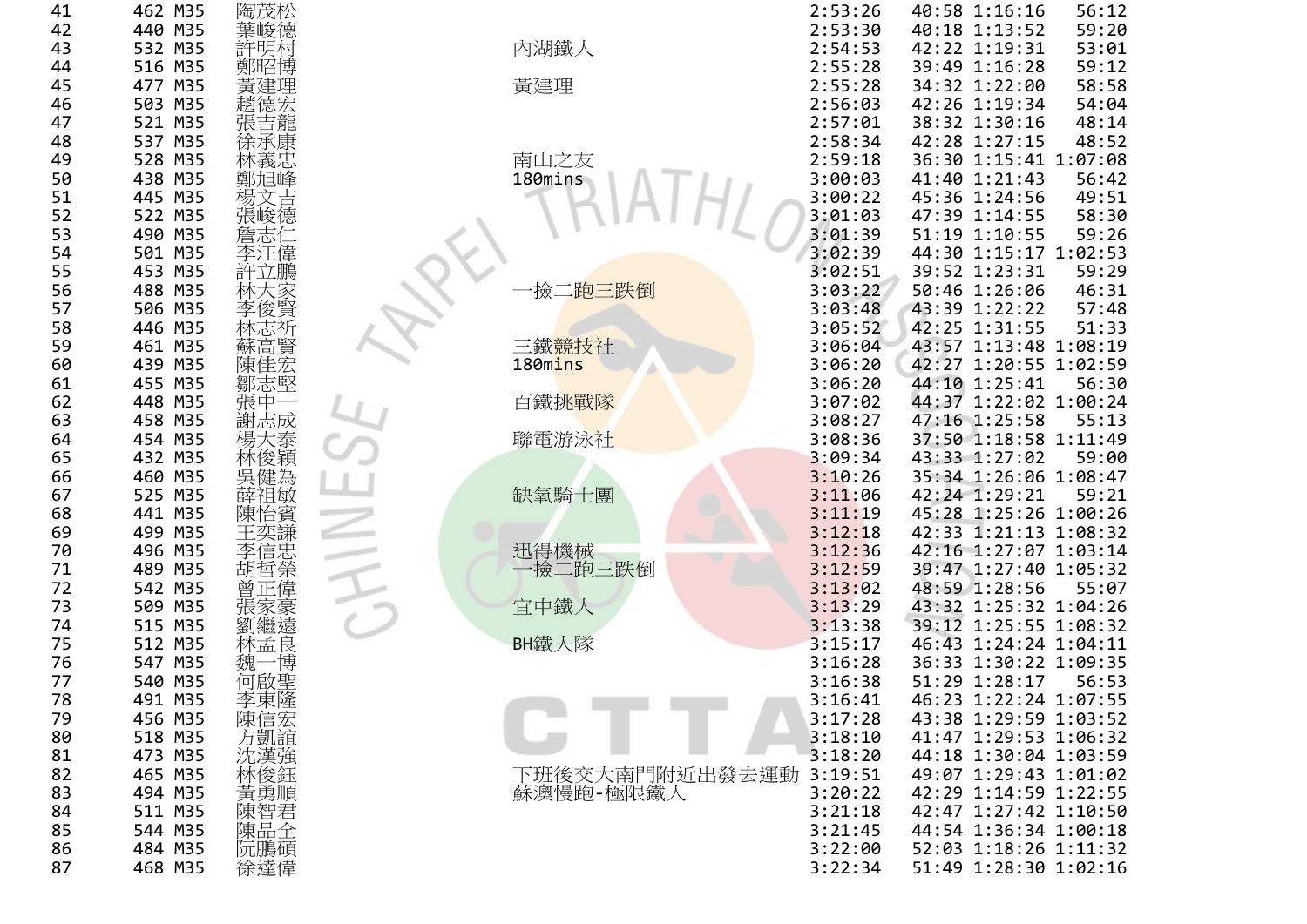| 41 | 462 | M35 | 陶茂松 | | 2:53:26 | 40:58 | 1:16:16 | 56:12 |
|---|---|---|---|---|---|---|---|---|
| 42 | 440 | M35 | 葉峻德 | | 2:53:30 | 40:18 | 1:13:52 | 59:20 |
| 43 | 532 | M35 | 許明村 | 內湖鐵人 | 2:54:53 | 42:22 | 1:19:31 | 53:01 |
| 44 | 516 | M35 | 鄭昭博 | | 2:55:28 | 39:49 | 1:16:28 | 59:12 |
| 45 | 477 | M35 | 黃建理 | 黃建理 | 2:55:28 | 34:32 | 1:22:00 | 58:58 |
| 46 | 503 | M35 | 趙德宏 | | 2:56:03 | 42:26 | 1:19:34 | 54:04 |
| 47 | 521 | M35 | 張吉龍 | | 2:57:01 | 38:32 | 1:30:16 | 48:14 |
| 48 | 537 | M35 | 徐承康 | | 2:58:34 | 42:28 | 1:27:15 | 48:52 |
| 49 | 528 | M35 | 林義忠 | 南山之友 | 2:59:18 | 36:30 | 1:15:41 | 1:07:08 |
| 50 | 438 | M35 | 鄭旭峰 | 180mins | 3:00:03 | 41:40 | 1:21:43 | 56:42 |
| 51 | 445 | M35 | 楊文吉 | | 3:00:22 | 45:36 | 1:24:56 | 49:51 |
| 52 | 522 | M35 | 張峻德 | | 3:01:03 | 47:39 | 1:14:55 | 58:30 |
| 53 | 490 | M35 | 詹志仁 | | 3:01:39 | 51:19 | 1:10:55 | 59:26 |
| 54 | 501 | M35 | 李汪偉 | | 3:02:39 | 44:30 | 1:15:17 | 1:02:53 |
| 55 | 453 | M35 | 許立鵬 | | 3:02:51 | 39:52 | 1:23:31 | 59:29 |
| 56 | 488 | M35 | 林大家 | 一撿二跑三跌倒 | 3:03:22 | 50:46 | 1:26:06 | 46:31 |
| 57 | 506 | M35 | 李俊賢 | | 3:03:48 | 43:39 | 1:22:22 | 57:48 |
| 58 | 446 | M35 | 林志祈 | | 3:05:52 | 42:25 | 1:31:55 | 51:33 |
| 59 | 461 | M35 | 蘇高賢 | 三鐵競技社 | 3:06:04 | 43:57 | 1:13:48 | 1:08:19 |
| 60 | 439 | M35 | 陳佳宏 | 180mins | 3:06:20 | 42:27 | 1:20:55 | 1:02:59 |
| 61 | 455 | M35 | 鄒志堅 | | 3:06:20 | 44:10 | 1:25:41 | 56:30 |
| 62 | 448 | M35 | 張中一 | 百鐵挑戰隊 | 3:07:02 | 44:37 | 1:22:02 | 1:00:24 |
| 63 | 458 | M35 | 謝志成 | | 3:08:27 | 47:16 | 1:25:58 | 55:13 |
| 64 | 454 | M35 | 楊大泰 | 聯電游泳社 | 3:08:36 | 37:50 | 1:18:58 | 1:11:49 |
| 65 | 432 | M35 | 林俊穎 | | 3:09:34 | 43:33 | 1:27:02 | 59:00 |
| 66 | 460 | M35 | 吳健為 | | 3:10:26 | 35:34 | 1:26:06 | 1:08:47 |
| 67 | 525 | M35 | 薛祖敏 | 缺氧騎士團 | 3:11:06 | 42:24 | 1:29:21 | 59:21 |
| 68 | 441 | M35 | 陳怡賓 | | 3:11:19 | 45:28 | 1:25:26 | 1:00:26 |
| 69 | 499 | M35 | 王奕謙 | | 3:12:18 | 42:33 | 1:21:13 | 1:08:32 |
| 70 | 496 | M35 | 李信忠 | 迅得機械 | 3:12:36 | 42:16 | 1:27:07 | 1:03:14 |
| 71 | 489 | M35 | 胡哲榮 | 一撿二跑三跌倒 | 3:12:59 | 39:47 | 1:27:40 | 1:05:32 |
| 72 | 542 | M35 | 曾正偉 | | 3:13:02 | 48:59 | 1:28:56 | 55:07 |
| 73 | 509 | M35 | 張家豪 | 宜中鐵人 | 3:13:29 | 43:32 | 1:25:32 | 1:04:26 |
| 74 | 515 | M35 | 劉繼遠 | | 3:13:38 | 39:12 | 1:25:55 | 1:08:32 |
| 75 | 512 | M35 | 林孟良 | BH鐵人隊 | 3:15:17 | 46:43 | 1:24:24 | 1:04:11 |
| 76 | 547 | M35 | 魏一博 | | 3:16:28 | 36:33 | 1:30:22 | 1:09:35 |
| 77 | 540 | M35 | 何啟聖 | | 3:16:38 | 51:29 | 1:28:17 | 56:53 |
| 78 | 491 | M35 | 李東隆 | | 3:16:41 | 46:23 | 1:22:24 | 1:07:55 |
| 79 | 456 | M35 | 陳信宏 | | 3:17:28 | 43:38 | 1:29:59 | 1:03:52 |
| 80 | 518 | M35 | 方凱誼 | | 3:18:10 | 41:47 | 1:29:53 | 1:06:32 |
| 81 | 473 | M35 | 沈漢強 | | 3:18:20 | 44:18 | 1:30:04 | 1:03:59 |
| 82 | 465 | M35 | 林俊鈺 | 下班後交大南門附近出發去運動 | 3:19:51 | 49:07 | 1:29:43 | 1:01:02 |
| 83 | 494 | M35 | 黃勇順 | 蘇澳慢跑-極限鐵人 | 3:20:22 | 42:29 | 1:14:59 | 1:22:55 |
| 84 | 511 | M35 | 陳智君 | | 3:21:18 | 42:47 | 1:27:42 | 1:10:50 |
| 85 | 544 | M35 | 陳品全 | | 3:21:45 | 44:54 | 1:36:34 | 1:00:18 |
| 86 | 484 | M35 | 阮鵬碩 | | 3:22:00 | 52:03 | 1:18:26 | 1:11:32 |
| 87 | 468 | M35 | 徐達偉 | | 3:22:34 | 51:49 | 1:28:30 | 1:02:16 |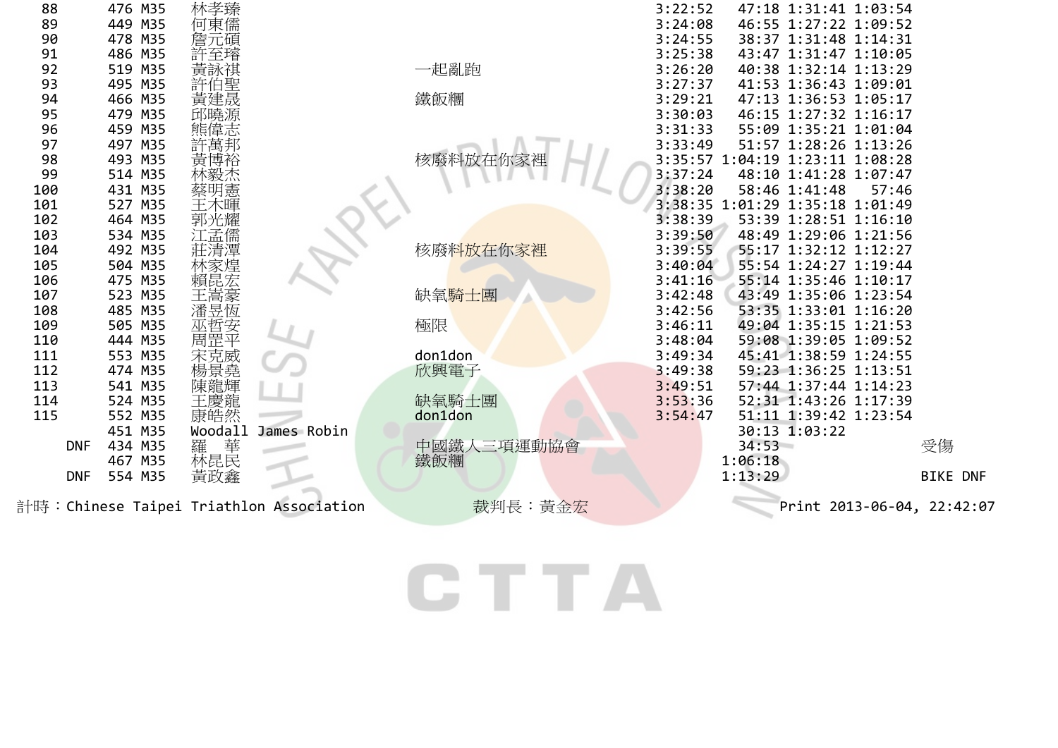| 名次 | 號碼 | 組別 | 姓名 | 隊伍 | 總成績 | 游泳 | 自行車 | 跑步 | 備註 |
|---|---|---|---|---|---|---|---|---|---|
| 88 | 476 | M35 | 林孝臻 | | 3:22:52 | 47:18 | 1:31:41 | 1:03:54 | |
| 89 | 449 | M35 | 何東儒 | | 3:24:08 | 46:55 | 1:27:22 | 1:09:52 | |
| 90 | 478 | M35 | 詹元碩 | | 3:24:55 | 38:37 | 1:31:48 | 1:14:31 | |
| 91 | 486 | M35 | 許至璿 | | 3:25:38 | 43:47 | 1:31:47 | 1:10:05 | |
| 92 | 519 | M35 | 黃詠祺 | 一起亂跑 | 3:26:20 | 40:38 | 1:32:14 | 1:13:29 | |
| 93 | 495 | M35 | 許伯聖 | | 3:27:37 | 41:53 | 1:36:43 | 1:09:01 | |
| 94 | 466 | M35 | 黃建晟 | 鐵飯糰 | 3:29:21 | 47:13 | 1:36:53 | 1:05:17 | |
| 95 | 479 | M35 | 邱曉源 | | 3:30:03 | 46:15 | 1:27:32 | 1:16:17 | |
| 96 | 459 | M35 | 熊偉志 | | 3:31:33 | 55:09 | 1:35:21 | 1:01:04 | |
| 97 | 497 | M35 | 許萬邦 | | 3:33:49 | 51:57 | 1:28:26 | 1:13:26 | |
| 98 | 493 | M35 | 黃博裕 | 核廢料放在你家裡 | 3:35:57 | 1:04:19 | 1:23:11 | 1:08:28 | |
| 99 | 514 | M35 | 林毅杰 | | 3:37:24 | 48:10 | 1:41:28 | 1:07:47 | |
| 100 | 431 | M35 | 蔡明憲 | | 3:38:20 | 58:46 | 1:41:48 | 57:46 | |
| 101 | 527 | M35 | 王木暉 | | 3:38:35 | 1:01:29 | 1:35:18 | 1:01:49 | |
| 102 | 464 | M35 | 郭光耀 | | 3:38:39 | 53:39 | 1:28:51 | 1:16:10 | |
| 103 | 534 | M35 | 江孟儒 | | 3:39:50 | 48:49 | 1:29:06 | 1:21:56 | |
| 104 | 492 | M35 | 莊清潭 | 核廢料放在你家裡 | 3:39:55 | 55:17 | 1:32:12 | 1:12:27 | |
| 105 | 504 | M35 | 林家煌 | | 3:40:04 | 55:54 | 1:24:27 | 1:19:44 | |
| 106 | 475 | M35 | 賴昆宏 | | 3:41:16 | 55:14 | 1:35:46 | 1:10:17 | |
| 107 | 523 | M35 | 王嵩豪 | 缺氧騎士團 | 3:42:48 | 43:49 | 1:35:06 | 1:23:54 | |
| 108 | 485 | M35 | 潘昱恆 | | 3:42:56 | 53:35 | 1:33:01 | 1:16:20 | |
| 109 | 505 | M35 | 巫哲安 | 極限 | 3:46:11 | 49:04 | 1:35:15 | 1:21:53 | |
| 110 | 444 | M35 | 周罡平 | | 3:48:04 | 59:08 | 1:39:05 | 1:09:52 | |
| 111 | 553 | M35 | 宋克威 | don1don | 3:49:34 | 45:41 | 1:38:59 | 1:24:55 | |
| 112 | 474 | M35 | 楊景堯 | 欣興電子 | 3:49:38 | 59:23 | 1:36:25 | 1:13:51 | |
| 113 | 541 | M35 | 陳龍輝 | | 3:49:51 | 57:44 | 1:37:44 | 1:14:23 | |
| 114 | 524 | M35 | 王慶龍 | 缺氧騎士團 | 3:53:36 | 52:31 | 1:43:26 | 1:17:39 | |
| 115 | 552 | M35 | 康皓然 | don1don | 3:54:47 | 51:11 | 1:39:42 | 1:23:54 | |
| | 451 | M35 | Woodall James Robin | | | 30:13 | 1:03:22 | | |
| DNF | 434 | M35 | 羅　華 | 中國鐵人三項運動協會 | | 34:53 | | | 受傷 |
| | 467 | M35 | 林昆民 | 鐵飯糰 | | 1:06:18 | | | |
| DNF | 554 | M35 | 黃政鑫 | | | 1:13:29 | | | BIKE DNF |

計時：Chinese Taipei Triathlon Association　　裁判長：黃金宏　　Print 2013-06-04, 22:42:07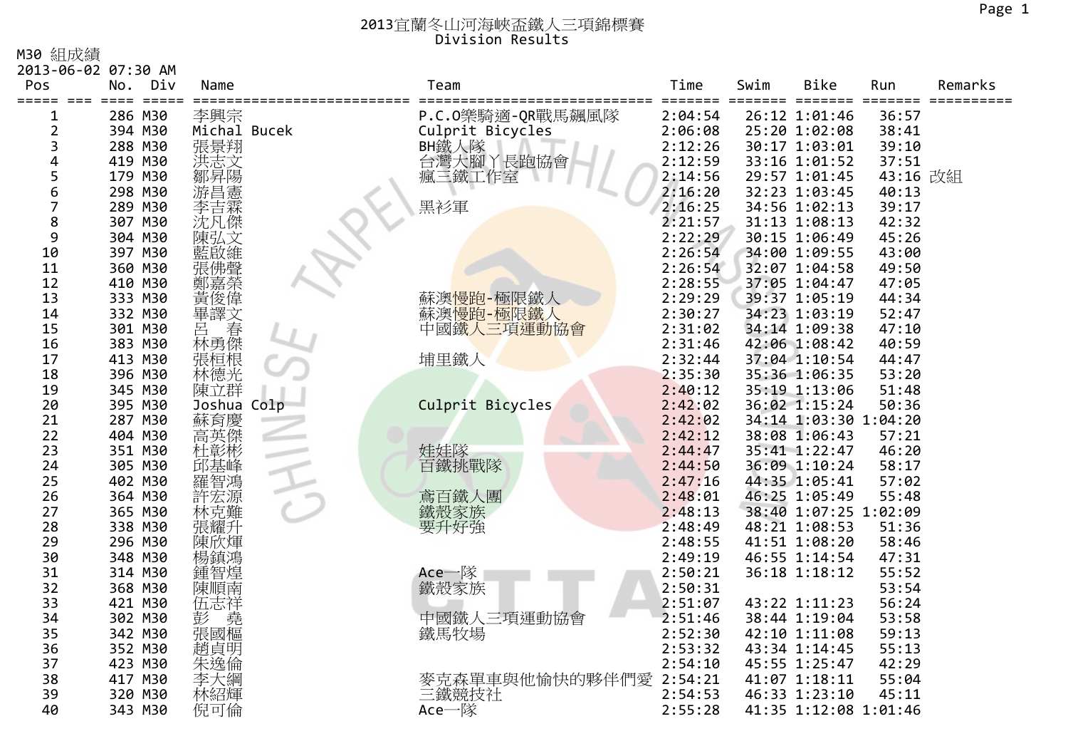# 2013宜蘭冬山河海峽盃鐵人三項錦標賽
## Division Results

M30 組成績

2013-06-02 07:30 AM

| Pos | No. | Div | Name | Team | Time | Swim | Bike | Run | Remarks |
|---|---|---|---|---|---|---|---|---|---|
| 1 | 286 | M30 | 李興宗 | P.C.O樂騎適-QR戰馬飆風隊 | 2:04:54 | 26:12 | 1:01:46 | 36:57 | |
| 2 | 394 | M30 | Michal Bucek | Culprit Bicycles | 2:06:08 | 25:20 | 1:02:08 | 38:41 | |
| 3 | 288 | M30 | 張景翔 | BH鐵人隊 | 2:12:26 | 30:17 | 1:03:01 | 39:10 | |
| 4 | 419 | M30 | 洪志文 | 台灣大腳丫長跑協會 | 2:12:59 | 33:16 | 1:01:52 | 37:51 | |
| 5 | 179 | M30 | 鄒昇陽 | 瘋三鐵工作室 | 2:14:56 | 29:57 | 1:01:45 | 43:16 | 改組 |
| 6 | 298 | M30 | 游昌憲 | | 2:16:20 | 32:23 | 1:03:45 | 40:13 | |
| 7 | 289 | M30 | 李吉霖 | 黑衫軍 | 2:16:25 | 34:56 | 1:02:13 | 39:17 | |
| 8 | 307 | M30 | 沈凡傑 | | 2:21:57 | 31:13 | 1:08:13 | 42:32 | |
| 9 | 304 | M30 | 陳弘文 | | 2:22:29 | 30:15 | 1:06:49 | 45:26 | |
| 10 | 397 | M30 | 藍啟維 | | 2:26:54 | 34:00 | 1:09:55 | 43:00 | |
| 11 | 360 | M30 | 張佛聲 | | 2:26:54 | 32:07 | 1:04:58 | 49:50 | |
| 12 | 410 | M30 | 鄭嘉榮 | | 2:28:55 | 37:05 | 1:04:47 | 47:05 | |
| 13 | 333 | M30 | 黃俊偉 | 蘇澳慢跑-極限鐵人 | 2:29:29 | 39:37 | 1:05:19 | 44:34 | |
| 14 | 332 | M30 | 畢譯文 | 蘇澳慢跑-極限鐵人 | 2:30:27 | 34:23 | 1:03:19 | 52:47 | |
| 15 | 301 | M30 | 呂　春 | 中國鐵人三項運動協會 | 2:31:02 | 34:14 | 1:09:38 | 47:10 | |
| 16 | 383 | M30 | 林勇傑 | | 2:31:46 | 42:06 | 1:08:42 | 40:59 | |
| 17 | 413 | M30 | 張桓根 | 埔里鐵人 | 2:32:44 | 37:04 | 1:10:54 | 44:47 | |
| 18 | 396 | M30 | 林德光 | | 2:35:30 | 35:36 | 1:06:35 | 53:20 | |
| 19 | 345 | M30 | 陳立群 | | 2:40:12 | 35:19 | 1:13:06 | 51:48 | |
| 20 | 395 | M30 | Joshua Colp | Culprit Bicycles | 2:42:02 | 36:02 | 1:15:24 | 50:36 | |
| 21 | 287 | M30 | 蘇育慶 | | 2:42:02 | 34:14 | 1:03:30 | 1:04:20 | |
| 22 | 404 | M30 | 高英傑 | | 2:42:12 | 38:08 | 1:06:43 | 57:21 | |
| 23 | 351 | M30 | 杜彰彬 | 娃娃隊 | 2:44:47 | 35:41 | 1:22:47 | 46:20 | |
| 24 | 305 | M30 | 邱基峰 | 百鐵挑戰隊 | 2:44:50 | 36:09 | 1:10:24 | 58:17 | |
| 25 | 402 | M30 | 羅智鴻 | | 2:47:16 | 44:35 | 1:05:41 | 57:02 | |
| 26 | 364 | M30 | 許宏源 | 鳶百鐵人團 | 2:48:01 | 46:25 | 1:05:49 | 55:48 | |
| 27 | 365 | M30 | 林克難 | 鐵殼家族 | 2:48:13 | 38:40 | 1:07:25 | 1:02:09 | |
| 28 | 338 | M30 | 張耀升 | 要升好強 | 2:48:49 | 48:21 | 1:08:53 | 51:36 | |
| 29 | 296 | M30 | 陳欣煇 | | 2:48:55 | 41:51 | 1:08:20 | 58:46 | |
| 30 | 348 | M30 | 楊鎮鴻 | | 2:49:19 | 46:55 | 1:14:54 | 47:31 | |
| 31 | 314 | M30 | 鍾智煌 | Ace一隊 | 2:50:21 | 36:18 | 1:18:12 | 55:52 | |
| 32 | 368 | M30 | 陳順南 | 鐵殼家族 | 2:50:31 | | | 53:54 | |
| 33 | 421 | M30 | 伍志祥 | | 2:51:07 | 43:22 | 1:11:23 | 56:24 | |
| 34 | 302 | M30 | 彭　堯 | 中國鐵人三項運動協會 | 2:51:46 | 38:44 | 1:19:04 | 53:58 | |
| 35 | 342 | M30 | 張國樞 | 鐵馬牧場 | 2:52:30 | 42:10 | 1:11:08 | 59:13 | |
| 36 | 352 | M30 | 趙貞明 | | 2:53:32 | 43:34 | 1:14:45 | 55:13 | |
| 37 | 423 | M30 | 朱逸倫 | | 2:54:10 | 45:55 | 1:25:47 | 42:29 | |
| 38 | 417 | M30 | 李大綱 | 麥克森單車與他愉快的夥伴們愛 | 2:54:21 | 41:07 | 1:18:11 | 55:04 | |
| 39 | 320 | M30 | 林紹輝 | 三鐵競技社 | 2:54:53 | 46:33 | 1:23:10 | 45:11 | |
| 40 | 343 | M30 | 倪可倫 | Ace一隊 | 2:55:28 | 41:35 | 1:12:08 | 1:01:46 | |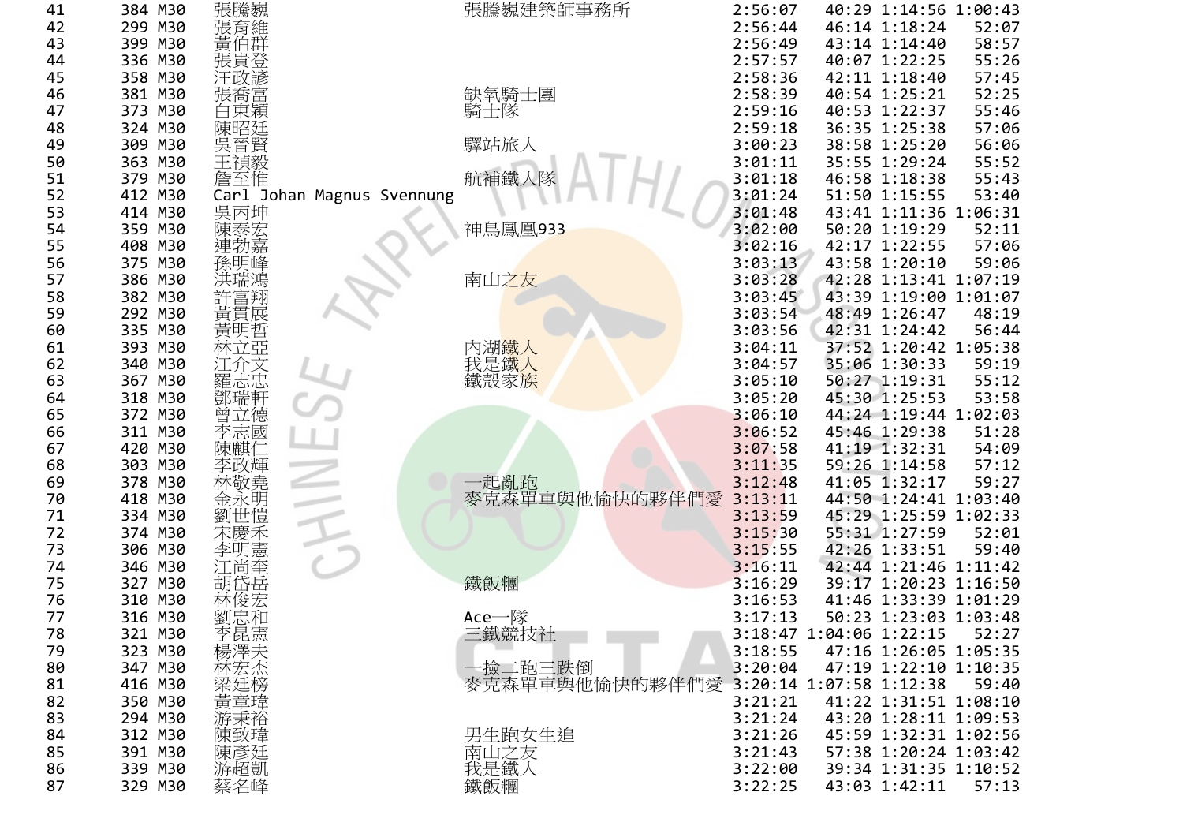| | | | | | | | | |
|---|---|---|---|---|---|---|---|---|
| 41 | 384 | M30 | 張騰巍 | 張騰巍建築師事務所 | 2:56:07 | 40:29 | 1:14:56 | 1:00:43 |
| 42 | 299 | M30 | 張育維 | | 2:56:44 | 46:14 | 1:18:24 | 52:07 |
| 43 | 399 | M30 | 黃伯群 | | 2:56:49 | 43:14 | 1:14:40 | 58:57 |
| 44 | 336 | M30 | 張貴登 | | 2:57:57 | 40:07 | 1:22:25 | 55:26 |
| 45 | 358 | M30 | 汪政諺 | | 2:58:36 | 42:11 | 1:18:40 | 57:45 |
| 46 | 381 | M30 | 張喬富 | 缺氧騎士團 | 2:58:39 | 40:54 | 1:25:21 | 52:25 |
| 47 | 373 | M30 | 白東穎 | 騎士隊 | 2:59:16 | 40:53 | 1:22:37 | 55:46 |
| 48 | 324 | M30 | 陳昭廷 | | 2:59:18 | 36:35 | 1:25:38 | 57:06 |
| 49 | 309 | M30 | 吳晉賢 | 驛站旅人 | 3:00:23 | 38:58 | 1:25:20 | 56:06 |
| 50 | 363 | M30 | 王禎毅 | | 3:01:11 | 35:55 | 1:29:24 | 55:52 |
| 51 | 379 | M30 | 詹至惟 | 航補鐵人隊 | 3:01:18 | 46:58 | 1:18:38 | 55:43 |
| 52 | 412 | M30 | Carl Johan Magnus Svennung | | 3:01:24 | 51:50 | 1:15:55 | 53:40 |
| 53 | 414 | M30 | 吳丙坤 | | 3:01:48 | 43:41 | 1:11:36 | 1:06:31 |
| 54 | 359 | M30 | 陳泰宏 | 神鳥鳳凰933 | 3:02:00 | 50:20 | 1:19:29 | 52:11 |
| 55 | 408 | M30 | 連勃嘉 | | 3:02:16 | 42:17 | 1:22:55 | 57:06 |
| 56 | 375 | M30 | 孫明峰 | | 3:03:13 | 43:58 | 1:20:10 | 59:06 |
| 57 | 386 | M30 | 洪瑞鴻 | 南山之友 | 3:03:28 | 42:28 | 1:13:41 | 1:07:19 |
| 58 | 382 | M30 | 許富翔 | | 3:03:45 | 43:39 | 1:19:00 | 1:01:07 |
| 59 | 292 | M30 | 黃貫展 | | 3:03:54 | 48:49 | 1:26:47 | 48:19 |
| 60 | 335 | M30 | 黃明哲 | | 3:03:56 | 42:31 | 1:24:42 | 56:44 |
| 61 | 393 | M30 | 林立亞 | 內湖鐵人 | 3:04:11 | 37:52 | 1:20:42 | 1:05:38 |
| 62 | 340 | M30 | 江介文 | 我是鐵人 | 3:04:57 | 35:06 | 1:30:33 | 59:19 |
| 63 | 367 | M30 | 羅志忠 | 鐵殼家族 | 3:05:10 | 50:27 | 1:19:31 | 55:12 |
| 64 | 318 | M30 | 鄧瑞軒 | | 3:05:20 | 45:30 | 1:25:53 | 53:58 |
| 65 | 372 | M30 | 曾立德 | | 3:06:10 | 44:24 | 1:19:44 | 1:02:03 |
| 66 | 311 | M30 | 李志國 | | 3:06:52 | 45:46 | 1:29:38 | 51:28 |
| 67 | 420 | M30 | 陳麒仁 | | 3:07:58 | 41:19 | 1:32:31 | 54:09 |
| 68 | 303 | M30 | 李政輝 | | 3:11:35 | 59:26 | 1:14:58 | 57:12 |
| 69 | 378 | M30 | 林敬堯 | 一起亂跑 | 3:12:48 | 41:05 | 1:32:17 | 59:27 |
| 70 | 418 | M30 | 金永明 | 麥克森單車與他愉快的夥伴們愛 | 3:13:11 | 44:50 | 1:24:41 | 1:03:40 |
| 71 | 334 | M30 | 劉世愷 | | 3:13:59 | 45:29 | 1:25:59 | 1:02:33 |
| 72 | 374 | M30 | 宋慶禾 | | 3:15:30 | 55:31 | 1:27:59 | 52:01 |
| 73 | 306 | M30 | 李明憲 | | 3:15:55 | 42:26 | 1:33:51 | 59:40 |
| 74 | 346 | M30 | 江尚奎 | | 3:16:11 | 42:44 | 1:21:46 | 1:11:42 |
| 75 | 327 | M30 | 胡岱岳 | 鐵飯糰 | 3:16:29 | 39:17 | 1:20:23 | 1:16:50 |
| 76 | 310 | M30 | 林俊宏 | | 3:16:53 | 41:46 | 1:33:39 | 1:01:29 |
| 77 | 316 | M30 | 劉忠和 | Ace一隊 | 3:17:13 | 50:23 | 1:23:03 | 1:03:48 |
| 78 | 321 | M30 | 李昆憲 | 三鐵競技社 | 3:18:47 | 1:04:06 | 1:22:15 | 52:27 |
| 79 | 323 | M30 | 楊澤夫 | | 3:18:55 | 47:16 | 1:26:05 | 1:05:35 |
| 80 | 347 | M30 | 林宏杰 | 一撿二跑三跌倒 | 3:20:04 | 47:19 | 1:22:10 | 1:10:35 |
| 81 | 416 | M30 | 梁廷榜 | 麥克森單車與他愉快的夥伴們愛 | 3:20:14 | 1:07:58 | 1:12:38 | 59:40 |
| 82 | 350 | M30 | 黃章瑋 | | 3:21:21 | 41:22 | 1:31:51 | 1:08:10 |
| 83 | 294 | M30 | 游秉裕 | | 3:21:24 | 43:20 | 1:28:11 | 1:09:53 |
| 84 | 312 | M30 | 陳致瑋 | 男生跑女生追 | 3:21:26 | 45:59 | 1:32:31 | 1:02:56 |
| 85 | 391 | M30 | 陳彥廷 | 南山之友 | 3:21:43 | 57:38 | 1:20:24 | 1:03:42 |
| 86 | 339 | M30 | 游超凱 | 我是鐵人 | 3:22:00 | 39:34 | 1:31:35 | 1:10:52 |
| 87 | 329 | M30 | 蔡名峰 | 鐵飯糰 | 3:22:25 | 43:03 | 1:42:11 | 57:13 |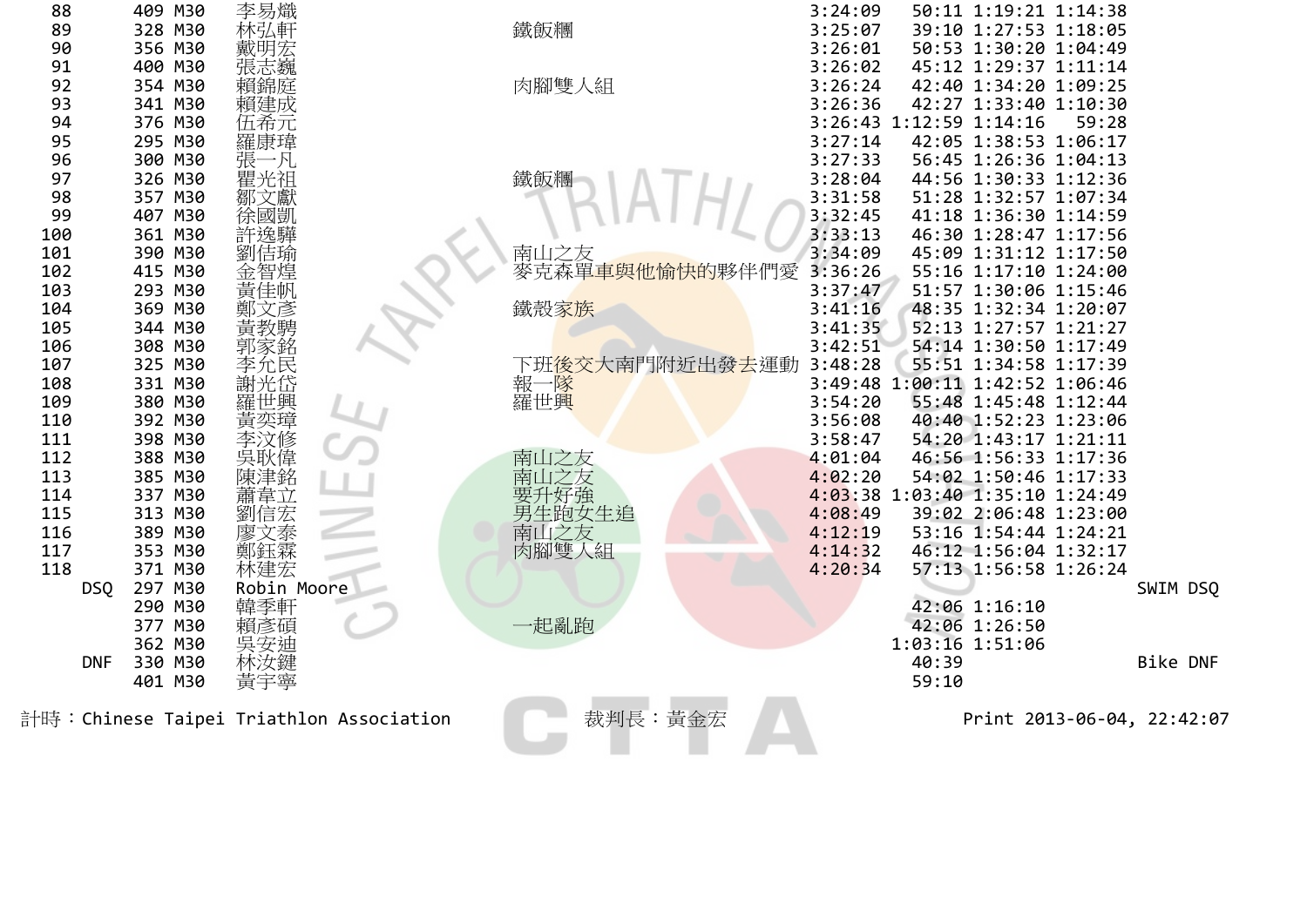| | | | | | | | | | |
|---|---|---|---|---|---|---|---|---|---|
| 88 | 409 | M30 | 李易熾 | | 3:24:09 | 50:11 | 1:19:21 | 1:14:38 | |
| 89 | 328 | M30 | 林弘軒 | 鐵飯糰 | 3:25:07 | 39:10 | 1:27:53 | 1:18:05 | |
| 90 | 356 | M30 | 戴明宏 | | 3:26:01 | 50:53 | 1:30:20 | 1:04:49 | |
| 91 | 400 | M30 | 張志魏 | | 3:26:02 | 45:12 | 1:29:37 | 1:11:14 | |
| 92 | 354 | M30 | 賴錦庭 | 肉腳雙人組 | 3:26:24 | 42:40 | 1:34:20 | 1:09:25 | |
| 93 | 341 | M30 | 賴建成 | | 3:26:36 | 42:27 | 1:33:40 | 1:10:30 | |
| 94 | 376 | M30 | 伍希元 | | 3:26:43 | 1:12:59 | 1:14:16 | 59:28 | |
| 95 | 295 | M30 | 羅康瑋 | | 3:27:14 | 42:05 | 1:38:53 | 1:06:17 | |
| 96 | 300 | M30 | 張一凡 | | 3:27:33 | 56:45 | 1:26:36 | 1:04:13 | |
| 97 | 326 | M30 | 瞿光祖 | 鐵飯糰 | 3:28:04 | 44:56 | 1:30:33 | 1:12:36 | |
| 98 | 357 | M30 | 鄒文獻 | | 3:31:58 | 51:28 | 1:32:57 | 1:07:34 | |
| 99 | 407 | M30 | 徐國凱 | | 3:32:45 | 41:18 | 1:36:30 | 1:14:59 | |
| 100 | 361 | M30 | 許逸驊 | | 3:33:13 | 46:30 | 1:28:47 | 1:17:56 | |
| 101 | 390 | M30 | 劉佶瑜 | 南山之友 | 3:34:09 | 45:09 | 1:31:12 | 1:17:50 | |
| 102 | 415 | M30 | 金智煌 | 麥克森單車與他愉快的夥伴們愛 | 3:36:26 | 55:16 | 1:17:10 | 1:24:00 | |
| 103 | 293 | M30 | 黃佳帆 | | 3:37:47 | 51:57 | 1:30:06 | 1:15:46 | |
| 104 | 369 | M30 | 鄭文彥 | 鐵殼家族 | 3:41:16 | 48:35 | 1:32:34 | 1:20:07 | |
| 105 | 344 | M30 | 黃教騁 | | 3:41:35 | 52:13 | 1:27:57 | 1:21:27 | |
| 106 | 308 | M30 | 郭家銘 | | 3:42:51 | 54:14 | 1:30:50 | 1:17:49 | |
| 107 | 325 | M30 | 李允民 | 下班後交大南門附近出發去運動 | 3:48:28 | 55:51 | 1:34:58 | 1:17:39 | |
| 108 | 331 | M30 | 謝光岱 | 報一隊 | 3:49:48 | 1:00:11 | 1:42:52 | 1:06:46 | |
| 109 | 380 | M30 | 羅世興 | 羅世興 | 3:54:20 | 55:48 | 1:45:48 | 1:12:44 | |
| 110 | 392 | M30 | 黃奕璋 | | 3:56:08 | 40:40 | 1:52:23 | 1:23:06 | |
| 111 | 398 | M30 | 李汶修 | | 3:58:47 | 54:20 | 1:43:17 | 1:21:11 | |
| 112 | 388 | M30 | 吳耿偉 | 南山之友 | 4:01:04 | 46:56 | 1:56:33 | 1:17:36 | |
| 113 | 385 | M30 | 陳津銘 | 南山之友 | 4:02:20 | 54:02 | 1:50:46 | 1:17:33 | |
| 114 | 337 | M30 | 蕭章立 | 要升好強 | 4:03:38 | 1:03:40 | 1:35:10 | 1:24:49 | |
| 115 | 313 | M30 | 劉信宏 | 男生跑女生追 | 4:08:49 | 39:02 | 2:06:48 | 1:23:00 | |
| 116 | 389 | M30 | 廖文泰 | 南山之友 | 4:12:19 | 53:16 | 1:54:44 | 1:24:21 | |
| 117 | 353 | M30 | 鄭鈺霖 | 肉腳雙人組 | 4:14:32 | 46:12 | 1:56:04 | 1:32:17 | |
| 118 | 371 | M30 | 林建宏 | | 4:20:34 | 57:13 | 1:56:58 | 1:26:24 | |
| DSQ | 297 | M30 | Robin Moore | | | | | | SWIM DSQ |
| | 290 | M30 | 韓季軒 | | | 42:06 | 1:16:10 | | |
| | 377 | M30 | 賴彥碩 | 一起亂跑 | | 42:06 | 1:26:50 | | |
| | 362 | M30 | 吳安迪 | | | 1:03:16 | 1:51:06 | | |
| DNF | 330 | M30 | 林汝鍵 | | | 40:39 | | | Bike DNF |
| | 401 | M30 | 黃宇寧 | | | 59:10 | | | |

計時：Chinese Taipei Triathlon Association　　裁判長：黃金宏　　Print 2013-06-04, 22:42:07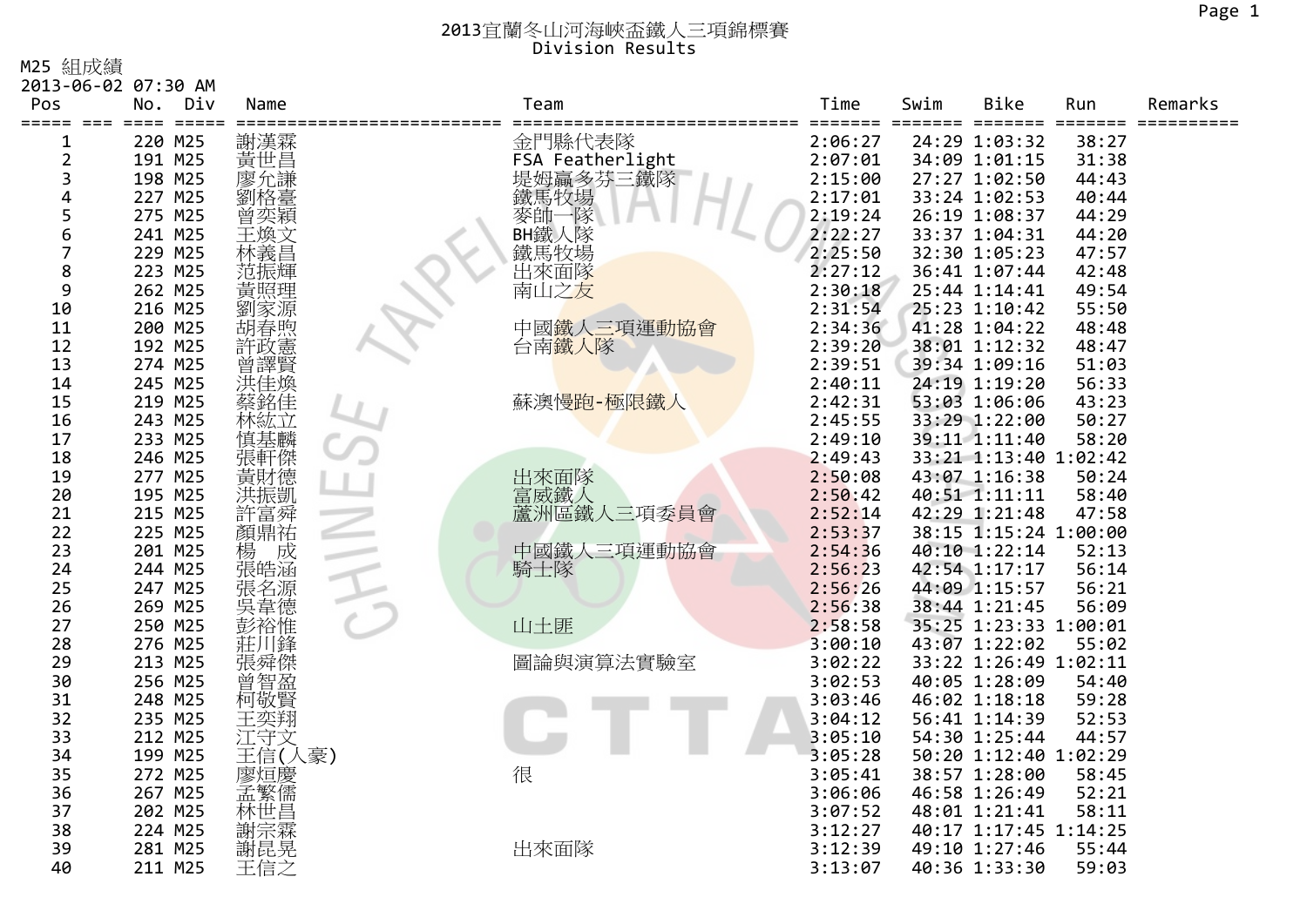# 2013宜蘭冬山河海峽盃鐵人三項錦標賽
## Division Results

M25 組成績

2013-06-02 07:30 AM

| Pos | No. | Div | Name | Team | Time | Swim | Bike | Run | Remarks |
|---|---|---|---|---|---|---|---|---|---|
| 1 | 220 | M25 | 謝漢霖 | 金門縣代表隊 | 2:06:27 | 24:29 | 1:03:32 | 38:27 | |
| 2 | 191 | M25 | 黃世昌 | FSA Featherlight | 2:07:01 | 34:09 | 1:01:15 | 31:38 | |
| 3 | 198 | M25 | 廖允謙 | 堤姆贏多芬三鐵隊 | 2:15:00 | 27:27 | 1:02:50 | 44:43 | |
| 4 | 227 | M25 | 劉格臺 | 鐵馬牧場 | 2:17:01 | 33:24 | 1:02:53 | 40:44 | |
| 5 | 275 | M25 | 曾奕穎 | 麥帥一隊 | 2:19:24 | 26:19 | 1:08:37 | 44:29 | |
| 6 | 241 | M25 | 王煥文 | BH鐵人隊 | 2:22:27 | 33:37 | 1:04:31 | 44:20 | |
| 7 | 229 | M25 | 林義昌 | 鐵馬牧場 | 2:25:50 | 32:30 | 1:05:23 | 47:57 | |
| 8 | 223 | M25 | 范振輝 | 出來面隊 | 2:27:12 | 36:41 | 1:07:44 | 42:48 | |
| 9 | 262 | M25 | 黃照理 | 南山之友 | 2:30:18 | 25:44 | 1:14:41 | 49:54 | |
| 10 | 216 | M25 | 劉家源 | | 2:31:54 | 25:23 | 1:10:42 | 55:50 | |
| 11 | 200 | M25 | 胡春煦 | 中國鐵人三項運動協會 | 2:34:36 | 41:28 | 1:04:22 | 48:48 | |
| 12 | 192 | M25 | 許政憲 | 台南鐵人隊 | 2:39:20 | 38:01 | 1:12:32 | 48:47 | |
| 13 | 274 | M25 | 曾譯賢 | | 2:39:51 | 39:34 | 1:09:16 | 51:03 | |
| 14 | 245 | M25 | 洪佳煥 | | 2:40:11 | 24:19 | 1:19:20 | 56:33 | |
| 15 | 219 | M25 | 蔡銘佳 | 蘇澳慢跑-極限鐵人 | 2:42:31 | 53:03 | 1:06:06 | 43:23 | |
| 16 | 243 | M25 | 林紘立 | | 2:45:55 | 33:29 | 1:22:00 | 50:27 | |
| 17 | 233 | M25 | 慎基麟 | | 2:49:10 | 39:11 | 1:11:40 | 58:20 | |
| 18 | 246 | M25 | 張軒傑 | | 2:49:43 | 33:21 | 1:13:40 | 1:02:42 | |
| 19 | 277 | M25 | 黃財德 | 出來面隊 | 2:50:08 | 43:07 | 1:16:38 | 50:24 | |
| 20 | 195 | M25 | 洪振凱 | 富威鐵人 | 2:50:42 | 40:51 | 1:11:11 | 58:40 | |
| 21 | 215 | M25 | 許富舜 | 蘆洲區鐵人三項委員會 | 2:52:14 | 42:29 | 1:21:48 | 47:58 | |
| 22 | 225 | M25 | 顏鼎祐 | | 2:53:37 | 38:15 | 1:15:24 | 1:00:00 | |
| 23 | 201 | M25 | 楊　成 | 中國鐵人三項運動協會 | 2:54:36 | 40:10 | 1:22:14 | 52:13 | |
| 24 | 244 | M25 | 張皓涵 | 騎士隊 | 2:56:23 | 42:54 | 1:17:17 | 56:14 | |
| 25 | 247 | M25 | 張名源 | | 2:56:26 | 44:09 | 1:15:57 | 56:21 | |
| 26 | 269 | M25 | 吳韋德 | | 2:56:38 | 38:44 | 1:21:45 | 56:09 | |
| 27 | 250 | M25 | 彭裕惟 | 山土匪 | 2:58:58 | 35:25 | 1:23:33 | 1:00:01 | |
| 28 | 276 | M25 | 莊川鋒 | | 3:00:10 | 43:07 | 1:22:02 | 55:02 | |
| 29 | 213 | M25 | 張舜傑 | 圖論與演算法實驗室 | 3:02:22 | 33:22 | 1:26:49 | 1:02:11 | |
| 30 | 256 | M25 | 曾智盈 | | 3:02:53 | 40:05 | 1:28:09 | 54:40 | |
| 31 | 248 | M25 | 柯敬賢 | | 3:03:46 | 46:02 | 1:18:18 | 59:28 | |
| 32 | 235 | M25 | 王奕翔 | | 3:04:12 | 56:41 | 1:14:39 | 52:53 | |
| 33 | 212 | M25 | 江守文 | | 3:05:10 | 54:30 | 1:25:44 | 44:57 | |
| 34 | 199 | M25 | 王信(人豪) | | 3:05:28 | 50:20 | 1:12:40 | 1:02:29 | |
| 35 | 272 | M25 | 廖烜慶 | 很 | 3:05:41 | 38:57 | 1:28:00 | 58:45 | |
| 36 | 267 | M25 | 孟繁儒 | | 3:06:06 | 46:58 | 1:26:49 | 52:21 | |
| 37 | 202 | M25 | 林世昌 | | 3:07:52 | 48:01 | 1:21:41 | 58:11 | |
| 38 | 224 | M25 | 謝宗霖 | | 3:12:27 | 40:17 | 1:17:45 | 1:14:25 | |
| 39 | 281 | M25 | 謝昆晃 | 出來面隊 | 3:12:39 | 49:10 | 1:27:46 | 55:44 | |
| 40 | 211 | M25 | 王信之 | | 3:13:07 | 40:36 | 1:33:30 | 59:03 | |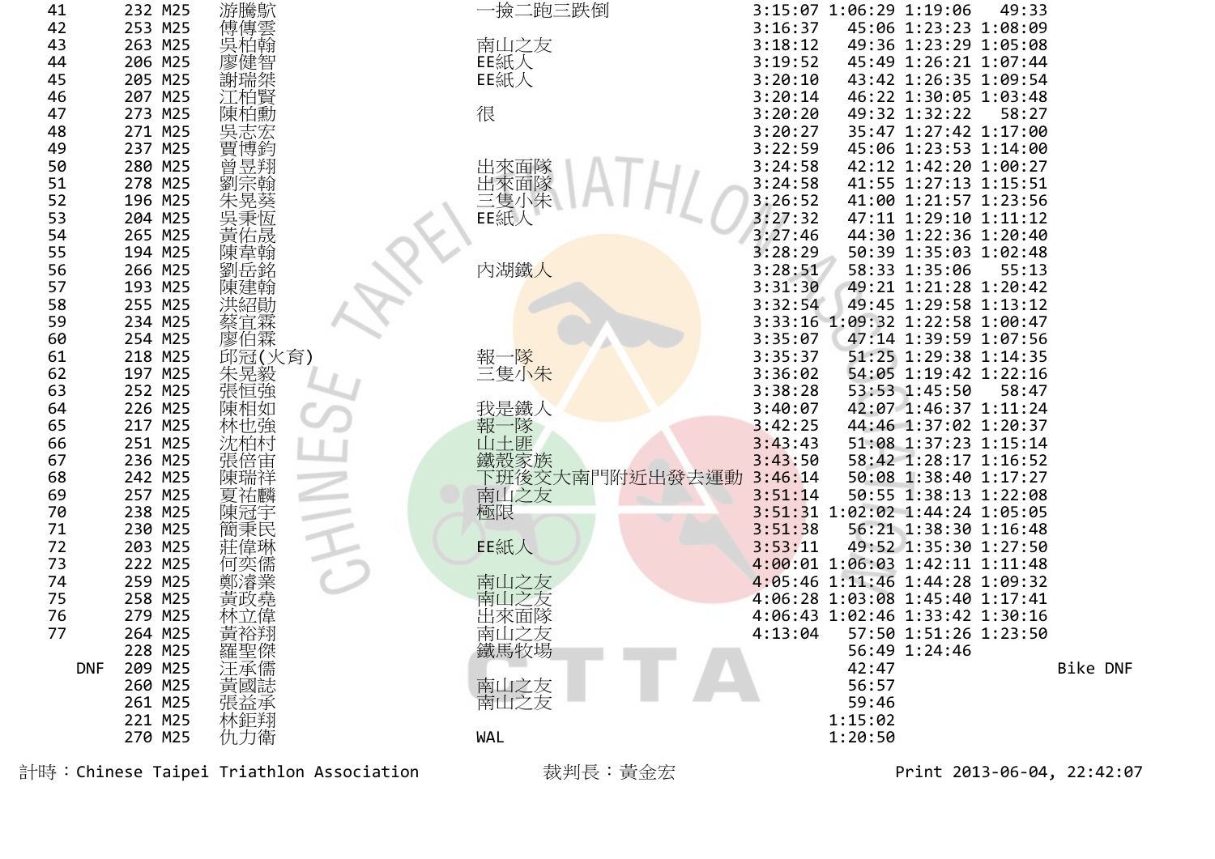| | | | | | | | | | |
|---|---|---|---|---|---|---|---|---|---|
| 41 | 232 | M25 | 游騰駼 | 一撿二跑三跌倒 | 3:15:07 | 1:06:29 | 1:19:06 | 49:33 | |
| 42 | 253 | M25 | 傅傳雲 | | 3:16:37 | 45:06 | 1:23:23 | 1:08:09 | |
| 43 | 263 | M25 | 吳柏翰 | 南山之友 | 3:18:12 | 49:36 | 1:23:29 | 1:05:08 | |
| 44 | 206 | M25 | 廖健智 | EE紙人 | 3:19:52 | 45:49 | 1:26:21 | 1:07:44 | |
| 45 | 205 | M25 | 謝瑞桀 | EE紙人 | 3:20:10 | 43:42 | 1:26:35 | 1:09:54 | |
| 46 | 207 | M25 | 江柏賢 | | 3:20:14 | 46:22 | 1:30:05 | 1:03:48 | |
| 47 | 273 | M25 | 陳柏勳 | 很 | 3:20:20 | 49:32 | 1:32:22 | 58:27 | |
| 48 | 271 | M25 | 吳志宏 | | 3:20:27 | 35:47 | 1:27:42 | 1:17:00 | |
| 49 | 237 | M25 | 賈博鈞 | | 3:22:59 | 45:06 | 1:23:53 | 1:14:00 | |
| 50 | 280 | M25 | 曾昱翔 | 出來面隊 | 3:24:58 | 42:12 | 1:42:20 | 1:00:27 | |
| 51 | 278 | M25 | 劉宗翰 | 出來面隊 | 3:24:58 | 41:55 | 1:27:13 | 1:15:51 | |
| 52 | 196 | M25 | 朱晃葵 | 三隻小朱 | 3:26:52 | 41:00 | 1:21:57 | 1:23:56 | |
| 53 | 204 | M25 | 吳秉恆 | EE紙人 | 3:27:32 | 47:11 | 1:29:10 | 1:11:12 | |
| 54 | 265 | M25 | 黃佑晟 | | 3:27:46 | 44:30 | 1:22:36 | 1:20:40 | |
| 55 | 194 | M25 | 陳韋翰 | | 3:28:29 | 50:39 | 1:35:03 | 1:02:48 | |
| 56 | 266 | M25 | 劉岳銘 | 內湖鐵人 | 3:28:51 | 58:33 | 1:35:06 | 55:13 | |
| 57 | 193 | M25 | 陳建翰 | | 3:31:30 | 49:21 | 1:21:28 | 1:20:42 | |
| 58 | 255 | M25 | 洪紹勛 | | 3:32:54 | 49:45 | 1:29:58 | 1:13:12 | |
| 59 | 234 | M25 | 蔡宜霖 | | 3:33:16 | 1:09:32 | 1:22:58 | 1:00:47 | |
| 60 | 254 | M25 | 廖伯霖 | | 3:35:07 | 47:14 | 1:39:59 | 1:07:56 | |
| 61 | 218 | M25 | 邱冠(火育) | 報一隊 | 3:35:37 | 51:25 | 1:29:38 | 1:14:35 | |
| 62 | 197 | M25 | 朱晃毅 | 三隻小朱 | 3:36:02 | 54:05 | 1:19:42 | 1:22:16 | |
| 63 | 252 | M25 | 張恒強 | | 3:38:28 | 53:53 | 1:45:50 | 58:47 | |
| 64 | 226 | M25 | 陳相如 | 我是鐵人 | 3:40:07 | 42:07 | 1:46:37 | 1:11:24 | |
| 65 | 217 | M25 | 林也強 | 報一隊 | 3:42:25 | 44:46 | 1:37:02 | 1:20:37 | |
| 66 | 251 | M25 | 沈柏村 | 山土匪 | 3:43:43 | 51:08 | 1:37:23 | 1:15:14 | |
| 67 | 236 | M25 | 張倍宙 | 鐵殼家族 | 3:43:50 | 58:42 | 1:28:17 | 1:16:52 | |
| 68 | 242 | M25 | 陳瑞祥 | 下班後交大南門附近出發去運動 | 3:46:14 | 50:08 | 1:38:40 | 1:17:27 | |
| 69 | 257 | M25 | 夏祐麟 | 南山之友 | 3:51:14 | 50:55 | 1:38:13 | 1:22:08 | |
| 70 | 238 | M25 | 陳冠宇 | 極限 | 3:51:31 | 1:02:02 | 1:44:24 | 1:05:05 | |
| 71 | 230 | M25 | 簡秉民 | | 3:51:38 | 56:21 | 1:38:30 | 1:16:48 | |
| 72 | 203 | M25 | 莊偉琳 | EE紙人 | 3:53:11 | 49:52 | 1:35:30 | 1:27:50 | |
| 73 | 222 | M25 | 何奕儒 | | 4:00:01 | 1:06:03 | 1:42:11 | 1:11:48 | |
| 74 | 259 | M25 | 鄭濬業 | 南山之友 | 4:05:46 | 1:11:46 | 1:44:28 | 1:09:32 | |
| 75 | 258 | M25 | 黃政堯 | 南山之友 | 4:06:28 | 1:03:08 | 1:45:40 | 1:17:41 | |
| 76 | 279 | M25 | 林立偉 | 出來面隊 | 4:06:43 | 1:02:46 | 1:33:42 | 1:30:16 | |
| 77 | 264 | M25 | 黃裕翔 | 南山之友 | 4:13:04 | 57:50 | 1:51:26 | 1:23:50 | |
| | 228 | M25 | 羅聖傑 | 鐵馬牧場 | | 56:49 | 1:24:46 | | |
| DNF | 209 | M25 | 汪承儒 | | | 42:47 | | | Bike DNF |
| | 260 | M25 | 黃國誌 | 南山之友 | | 56:57 | | | |
| | 261 | M25 | 張益承 | 南山之友 | | 59:46 | | | |
| | 221 | M25 | 林鉅翔 | | | 1:15:02 | | | |
| | 270 | M25 | 仇力衛 | WAL | | 1:20:50 | | | |

計時：Chinese Taipei Triathlon Association 裁判長：黃金宏 Print 2013-06-04, 22:42:07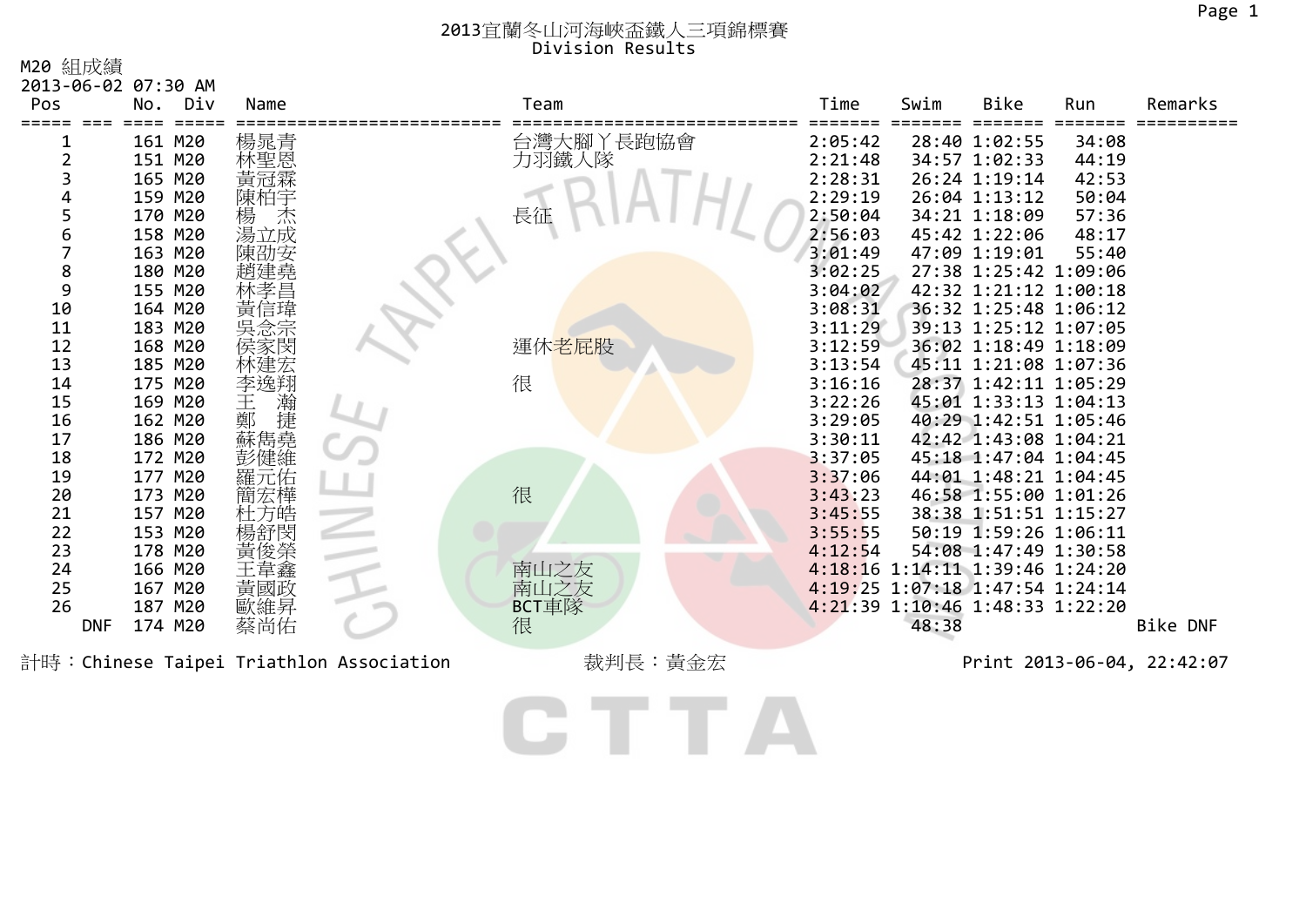# 2013宜蘭冬山河海峽盃鐵人三項錦標賽
Division Results

M20 組成績
2013-06-02 07:30 AM

| Pos | | No. | Div | Name | Team | Time | Swim | Bike | Run | Remarks |
|---|---|---|---|---|---|---|---|---|---|---|
| 1 | | 161 | M20 | 楊晁青 | 台灣大腳丫長跑協會 | 2:05:42 | 28:40 | 1:02:55 | 34:08 | |
| 2 | | 151 | M20 | 林聖恩 | 力羽鐵人隊 | 2:21:48 | 34:57 | 1:02:33 | 44:19 | |
| 3 | | 165 | M20 | 黃冠霖 | | 2:28:31 | 26:24 | 1:19:14 | 42:53 | |
| 4 | | 159 | M20 | 陳柏宇 | | 2:29:19 | 26:04 | 1:13:12 | 50:04 | |
| 5 | | 170 | M20 | 楊　杰 | 長征 | 2:50:04 | 34:21 | 1:18:09 | 57:36 | |
| 6 | | 158 | M20 | 湯立成 | | 2:56:03 | 45:42 | 1:22:06 | 48:17 | |
| 7 | | 163 | M20 | 陳劭安 | | 3:01:49 | 47:09 | 1:19:01 | 55:40 | |
| 8 | | 180 | M20 | 趙建堯 | | 3:02:25 | 27:38 | 1:25:42 | 1:09:06 | |
| 9 | | 155 | M20 | 林孝昌 | | 3:04:02 | 42:32 | 1:21:12 | 1:00:18 | |
| 10 | | 164 | M20 | 黃信瑋 | | 3:08:31 | 36:32 | 1:25:48 | 1:06:12 | |
| 11 | | 183 | M20 | 吳念宗 | | 3:11:29 | 39:13 | 1:25:12 | 1:07:05 | |
| 12 | | 168 | M20 | 侯家閔 | 運休老屁股 | 3:12:59 | 36:02 | 1:18:49 | 1:18:09 | |
| 13 | | 185 | M20 | 林建宏 | | 3:13:54 | 45:11 | 1:21:08 | 1:07:36 | |
| 14 | | 175 | M20 | 李逸翔 | 很 | 3:16:16 | 28:37 | 1:42:11 | 1:05:29 | |
| 15 | | 169 | M20 | 王　瀚 | | 3:22:26 | 45:01 | 1:33:13 | 1:04:13 | |
| 16 | | 162 | M20 | 鄭　捷 | | 3:29:05 | 40:29 | 1:42:51 | 1:05:46 | |
| 17 | | 186 | M20 | 蘇雋堯 | | 3:30:11 | 42:42 | 1:43:08 | 1:04:21 | |
| 18 | | 172 | M20 | 彭健維 | | 3:37:05 | 45:18 | 1:47:04 | 1:04:45 | |
| 19 | | 177 | M20 | 羅元佑 | | 3:37:06 | 44:01 | 1:48:21 | 1:04:45 | |
| 20 | | 173 | M20 | 簡宏樺 | 很 | 3:43:23 | 46:58 | 1:55:00 | 1:01:26 | |
| 21 | | 157 | M20 | 杜方皓 | | 3:45:55 | 38:38 | 1:51:51 | 1:15:27 | |
| 22 | | 153 | M20 | 楊舒閔 | | 3:55:55 | 50:19 | 1:59:26 | 1:06:11 | |
| 23 | | 178 | M20 | 黃俊榮 | | 4:12:54 | 54:08 | 1:47:49 | 1:30:58 | |
| 24 | | 166 | M20 | 王韋鑫 | 南山之友 | 4:18:16 | 1:14:11 | 1:39:46 | 1:24:20 | |
| 25 | | 167 | M20 | 黃國政 | 南山之友 | 4:19:25 | 1:07:18 | 1:47:54 | 1:24:14 | |
| 26 | | 187 | M20 | 歐維昇 | BCT車隊 | 4:21:39 | 1:10:46 | 1:48:33 | 1:22:20 | |
| | DNF | 174 | M20 | 蔡尚佑 | 很 | | 48:38 | | | Bike DNF |

計時：Chinese Taipei Triathlon Association　　裁判長：黃金宏　　Print 2013-06-04, 22:42:07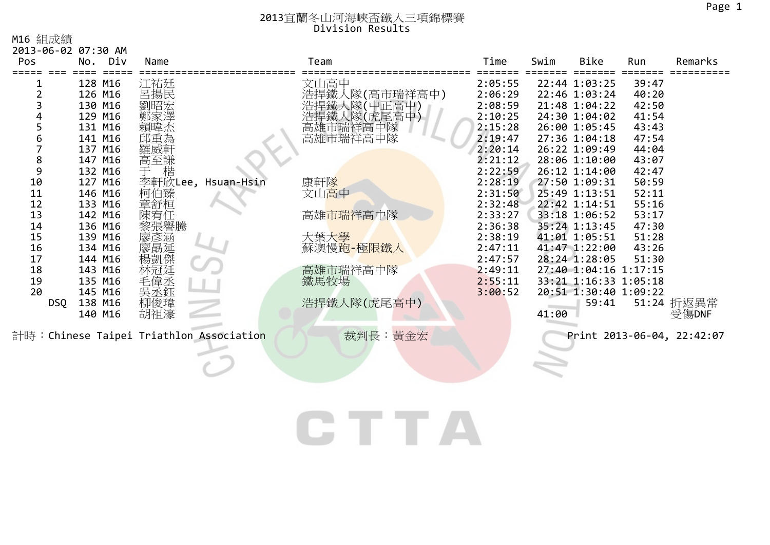# 2013宜蘭冬山河海峽盃鐵人三項錦標賽

Division Results

M16 組成績

2013-06-02 07:30 AM

| Pos | | No. | Div | Name | Team | Time | Swim | Bike | Run | Remarks |
|---|---|---|---|---|---|---|---|---|---|---|
| 1 | | 128 | M16 | 江祐廷 | 文山高中 | 2:05:55 | 22:44 | 1:03:25 | 39:47 | |
| 2 | | 126 | M16 | 呂揚民 | 浩捍鐵人隊(高市瑞祥高中) | 2:06:29 | 22:46 | 1:03:24 | 40:20 | |
| 3 | | 130 | M16 | 劉昭宏 | 浩捍鐵人隊(中正高中) | 2:08:59 | 21:48 | 1:04:22 | 42:50 | |
| 4 | | 129 | M16 | 鄭家澤 | 浩捍鐵人隊(虎尾高中) | 2:10:25 | 24:30 | 1:04:02 | 41:54 | |
| 5 | | 131 | M16 | 賴暐杰 | 高雄市瑞祥高中隊 | 2:15:28 | 26:00 | 1:05:45 | 43:43 | |
| 6 | | 141 | M16 | 邱重為 | 高雄市瑞祥高中隊 | 2:19:47 | 27:36 | 1:04:18 | 47:54 | |
| 7 | | 137 | M16 | 羅威軒 | | 2:20:14 | 26:22 | 1:09:49 | 44:04 | |
| 8 | | 147 | M16 | 高至謙 | | 2:21:12 | 28:06 | 1:10:00 | 43:07 | |
| 9 | | 132 | M16 | 于　楷 | | 2:22:59 | 26:12 | 1:14:00 | 42:47 | |
| 10 | | 127 | M16 | 李軒欣Lee, Hsuan-Hsin | 康軒隊 | 2:28:19 | 27:50 | 1:09:31 | 50:59 | |
| 11 | | 146 | M16 | 柯伯臻 | 文山高中 | 2:31:50 | 25:49 | 1:13:51 | 52:11 | |
| 12 | | 133 | M16 | 章舒桓 | | 2:32:48 | 22:42 | 1:14:51 | 55:16 | |
| 13 | | 142 | M16 | 陳宥任 | 高雄市瑞祥高中隊 | 2:33:27 | 33:18 | 1:06:52 | 53:17 | |
| 14 | | 136 | M16 | 黎張譽騰 | | 2:36:38 | 35:24 | 1:13:45 | 47:30 | |
| 15 | | 139 | M16 | 廖彥涵 | 大葉大學 | 2:38:19 | 41:01 | 1:05:51 | 51:28 | |
| 16 | | 134 | M16 | 廖昺延 | 蘇澳慢跑-極限鐵人 | 2:47:11 | 41:47 | 1:22:00 | 43:26 | |
| 17 | | 144 | M16 | 楊凱傑 | | 2:47:57 | 28:24 | 1:28:05 | 51:30 | |
| 18 | | 143 | M16 | 林冠廷 | 高雄市瑞祥高中隊 | 2:49:11 | 27:40 | 1:04:16 | 1:17:15 | |
| 19 | | 135 | M16 | 毛偉丞 | 鐵馬牧場 | 2:55:11 | 33:21 | 1:16:33 | 1:05:18 | |
| 20 | | 145 | M16 | 吳丞鈺 | | 3:00:52 | 20:51 | 1:30:40 | 1:09:22 | |
| | DSQ | 138 | M16 | 柳俊瑋 | 浩捍鐵人隊(虎尾高中) | | | 59:41 | 51:24 | 折返異常 |
| | | 140 | M16 | 胡祖濠 | | | 41:00 | | | 受傷DNF |

計時：Chinese Taipei Triathlon Association　　裁判長：黃金宏　　Print 2013-06-04, 22:42:07